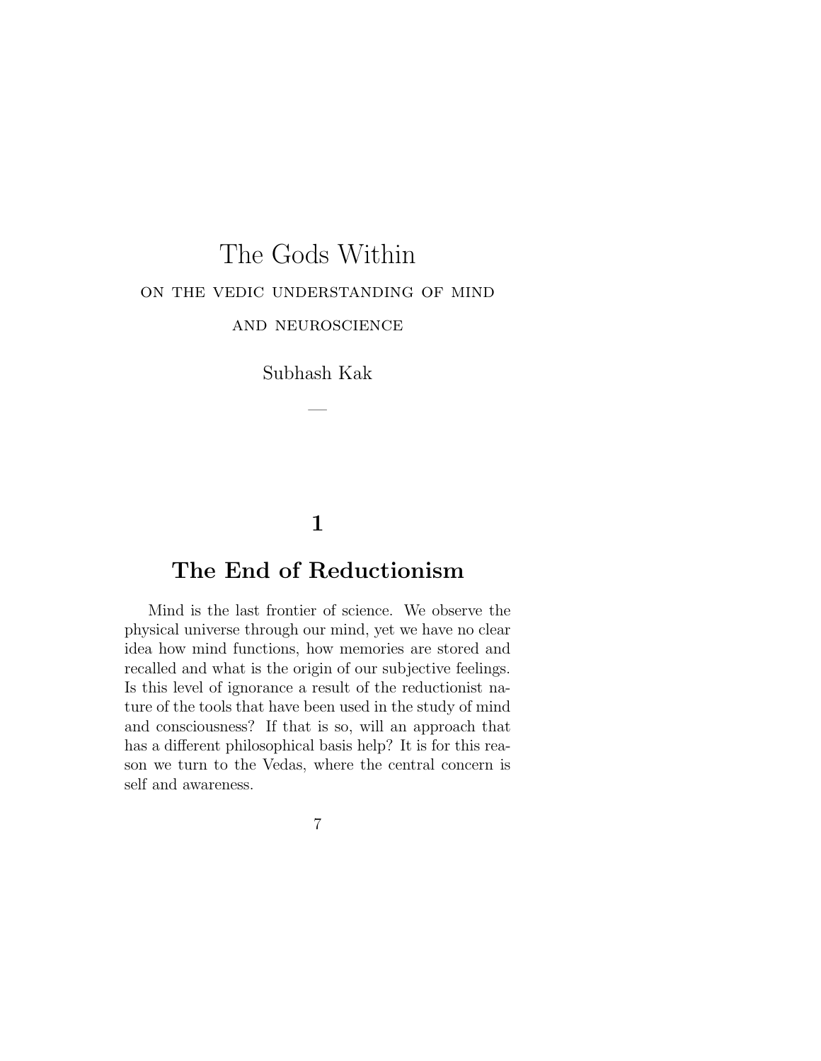# The Gods Within

ON THE VEDIC UNDERSTANDING OF MIND AND NEUROSCIENCE

Subhash Kak

## 1

## The End of Reductionism

Mind is the last frontier of science. We observe the physical universe through our mind, yet we have no clear idea how mind functions, how memories are stored and recalled and what is the origin of our subjective feelings. Is this level of ignorance a result of the reductionist nature of the tools that have been used in the study of mind and consciousness? If that is so, will an approach that has a different philosophical basis help? It is for this reason we turn to the Vedas, where the central concern is self and awareness.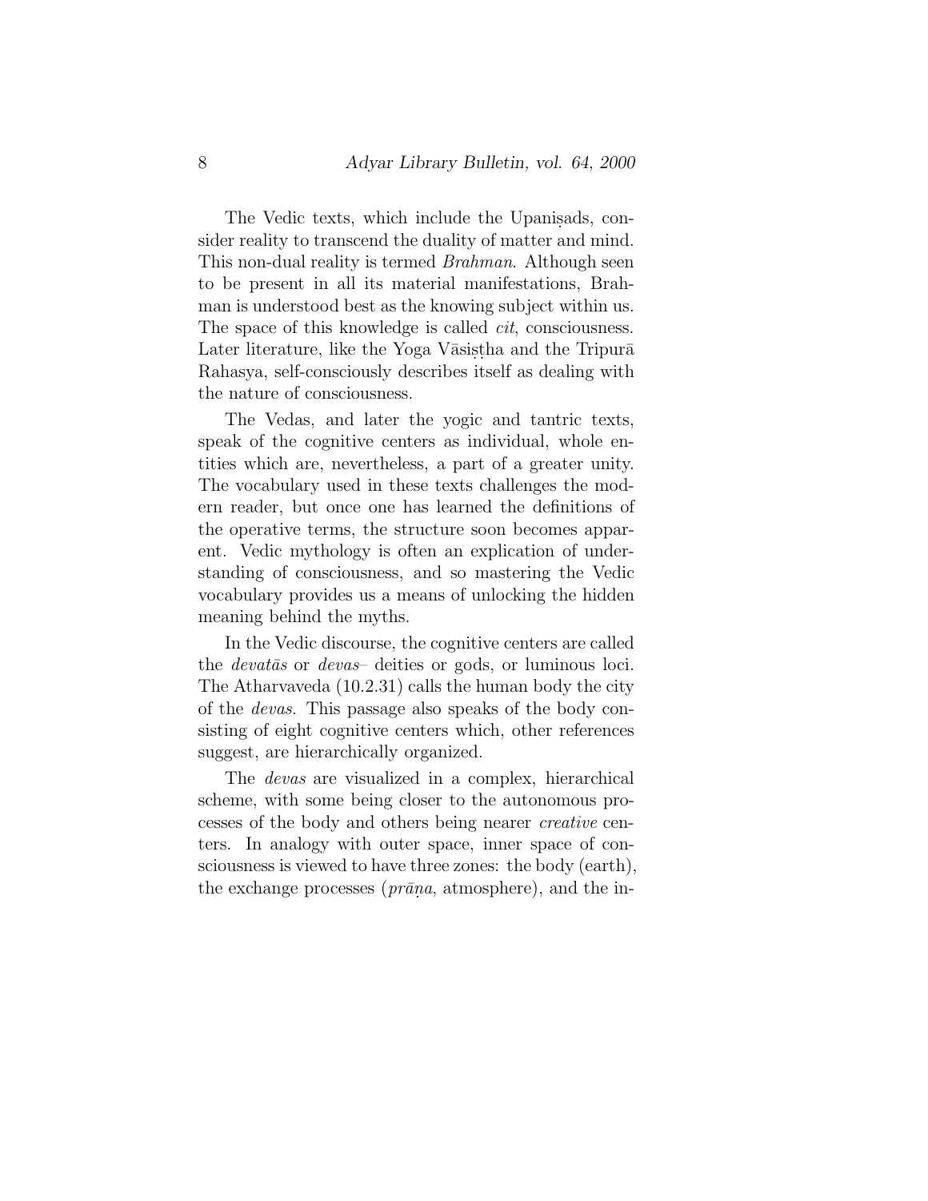The Vedic texts, which include the Upaniṣads, consider reality to transcend the duality of matter and mind. This non-dual reality is termed *Brahman*. Although seen to be present in all its material manifestations, Brahman is understood best as the knowing subject within us. The space of this knowledge is called *cit*, consciousness. Later literature, like the Yoga Vāsiṣṭha and the Tripurā Rahasya, self-consciously describes itself as dealing with the nature of consciousness.

The Vedas, and later the yogic and tantric texts, speak of the cognitive centers as individual, whole entities which are, nevertheless, a part of a greater unity. The vocabulary used in these texts challenges the modern reader, but once one has learned the definitions of the operative terms, the structure soon becomes apparent. Vedic mythology is often an explication of understanding of consciousness, and so mastering the Vedic vocabulary provides us a means of unlocking the hidden meaning behind the myths.

In the Vedic discourse, the cognitive centers are called the *devatās* or *devas*– deities or gods, or luminous loci. The Atharvaveda (10.2.31) calls the human body the city of the *devas*. This passage also speaks of the body consisting of eight cognitive centers which, other references suggest, are hierarchically organized.

The *devas* are visualized in a complex, hierarchical scheme, with some being closer to the autonomous processes of the body and others being nearer *creative* centers. In analogy with outer space, inner space of consciousness is viewed to have three zones: the body (earth), the exchange processes (*prāṇa*, atmosphere), and the in-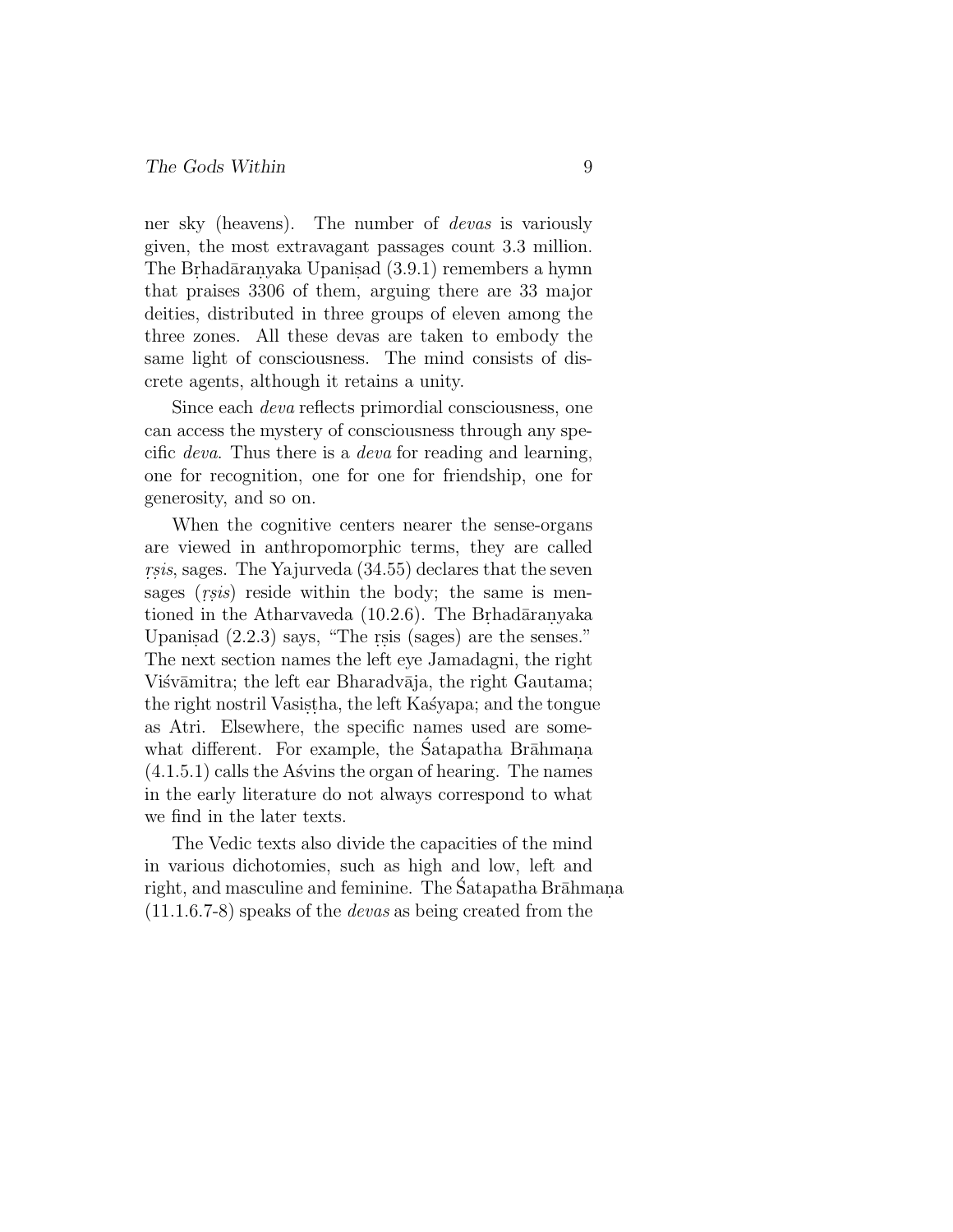ner sky (heavens). The number of *devas* is variously given, the most extravagant passages count 3.3 million. The Bṛhadāraṇyaka Upaniṣad (3.9.1) remembers a hymn that praises 3306 of them, arguing there are 33 major deities, distributed in three groups of eleven among the three zones. All these devas are taken to embody the same light of consciousness. The mind consists of discrete agents, although it retains a unity.

Since each *deva* reflects primordial consciousness, one can access the mystery of consciousness through any specific *deva*. Thus there is a *deva* for reading and learning, one for recognition, one for one for friendship, one for generosity, and so on.

When the cognitive centers nearer the sense-organs are viewed in anthropomorphic terms, they are called *ṛṣis*, sages. The Yajurveda (34.55) declares that the seven sages (*ṛṣis*) reside within the body; the same is mentioned in the Atharvaveda (10.2.6). The Bṛhadāraṇyaka Upaniṣad (2.2.3) says, "The ṛṣis (sages) are the senses." The next section names the left eye Jamadagni, the right Viśvāmitra; the left ear Bharadvāja, the right Gautama; the right nostril Vasiṣṭha, the left Kaśyapa; and the tongue as Atri. Elsewhere, the specific names used are somewhat different. For example, the Śatapatha Brāhmaṇa (4.1.5.1) calls the Aśvins the organ of hearing. The names in the early literature do not always correspond to what we find in the later texts.

The Vedic texts also divide the capacities of the mind in various dichotomies, such as high and low, left and right, and masculine and feminine. The Śatapatha Brāhmaṇa (11.1.6.7-8) speaks of the *devas* as being created from the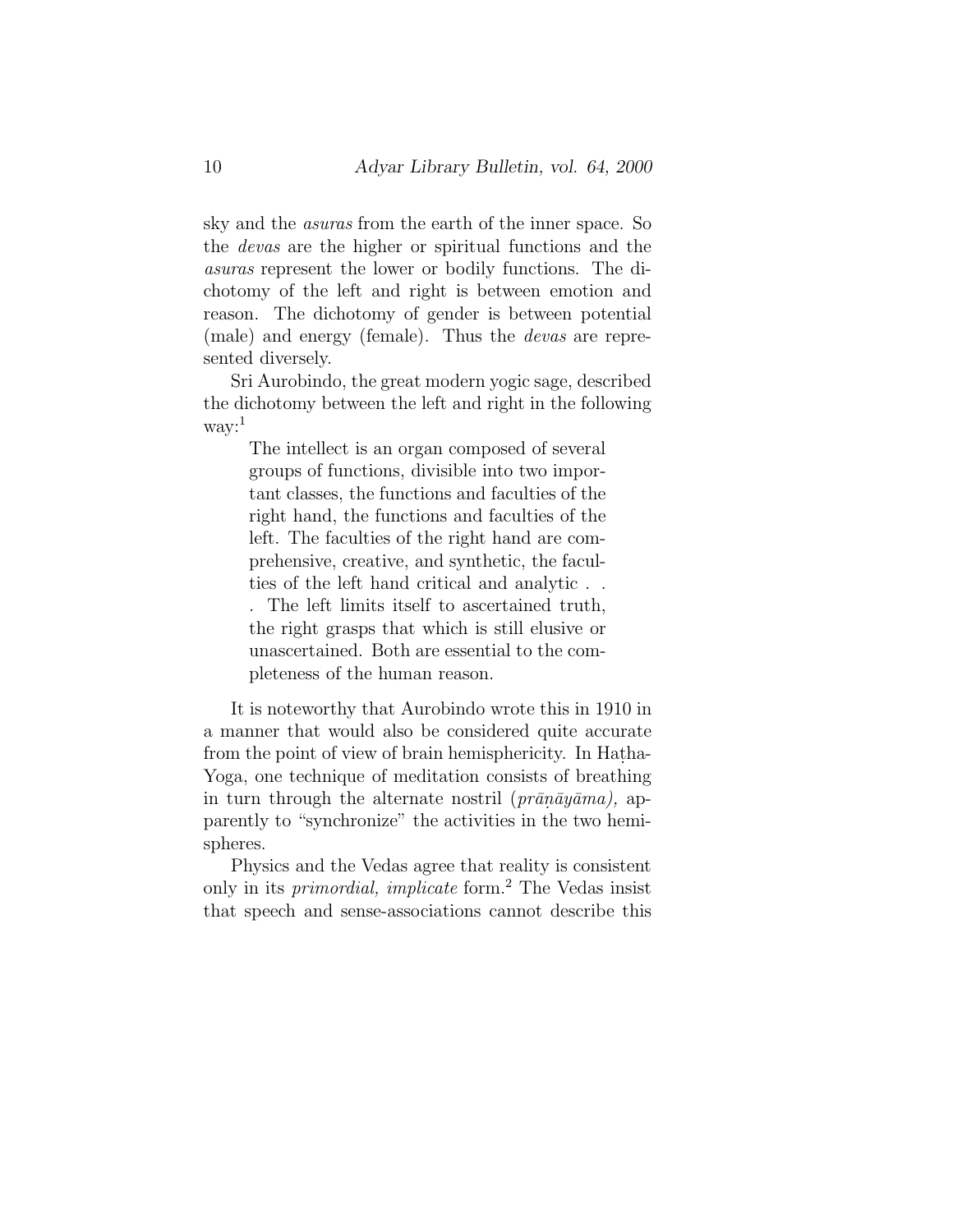sky and the *asuras* from the earth of the inner space. So the *devas* are the higher or spiritual functions and the *asuras* represent the lower or bodily functions. The dichotomy of the left and right is between emotion and reason. The dichotomy of gender is between potential (male) and energy (female). Thus the *devas* are represented diversely.

Sri Aurobindo, the great modern yogic sage, described the dichotomy between the left and right in the following way:[1]

> The intellect is an organ composed of several groups of functions, divisible into two important classes, the functions and faculties of the right hand, the functions and faculties of the left. The faculties of the right hand are comprehensive, creative, and synthetic, the faculties of the left hand critical and analytic . . . The left limits itself to ascertained truth, the right grasps that which is still elusive or unascertained. Both are essential to the completeness of the human reason.

It is noteworthy that Aurobindo wrote this in 1910 in a manner that would also be considered quite accurate from the point of view of brain hemisphericity. In Haṭha-Yoga, one technique of meditation consists of breathing in turn through the alternate nostril (*prāṇāyāma),* apparently to "synchronize" the activities in the two hemispheres.

Physics and the Vedas agree that reality is consistent only in its *primordial, implicate* form.[2] The Vedas insist that speech and sense-associations cannot describe this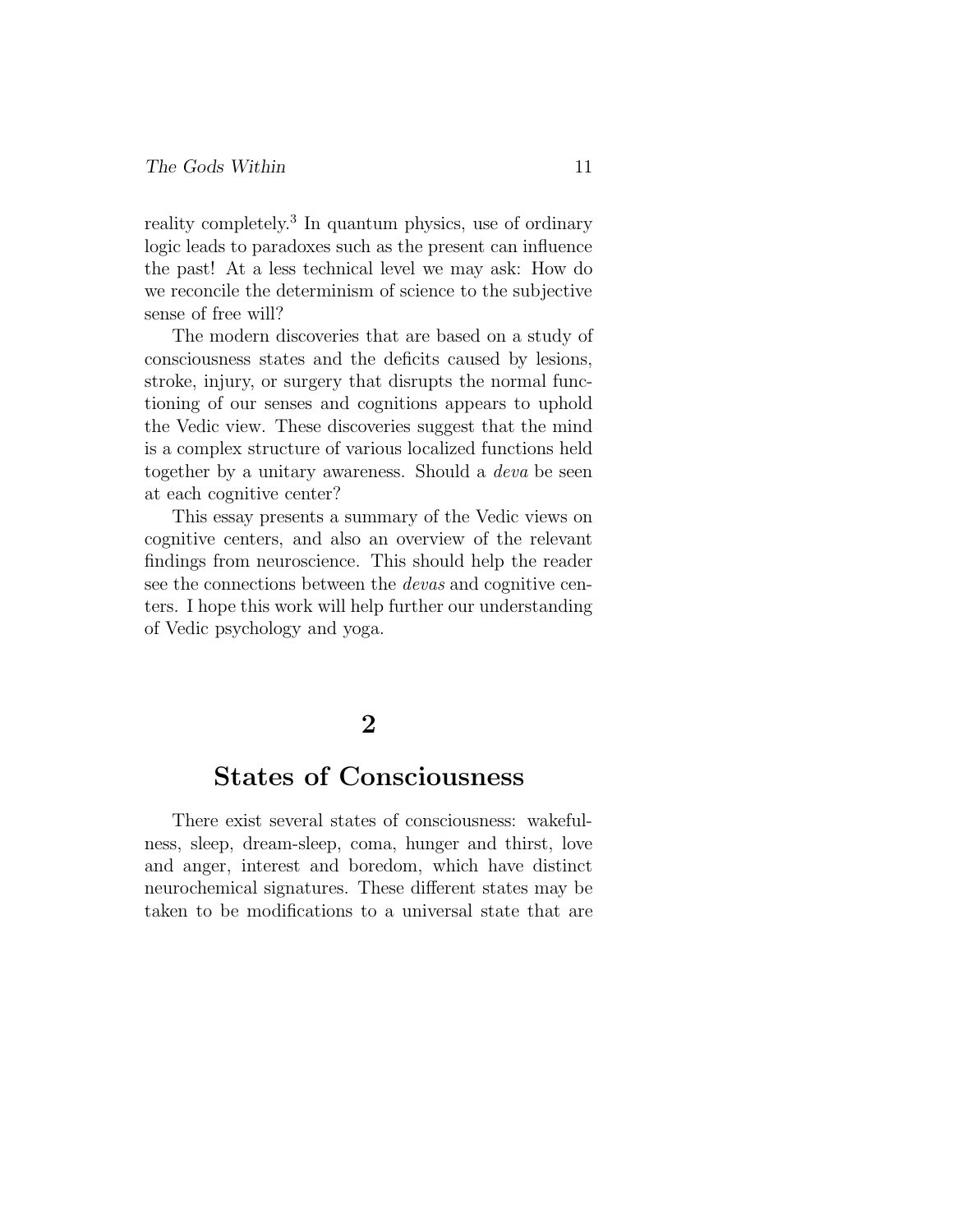reality completely.[3] In quantum physics, use of ordinary logic leads to paradoxes such as the present can influence the past! At a less technical level we may ask: How do we reconcile the determinism of science to the subjective sense of free will?

The modern discoveries that are based on a study of consciousness states and the deficits caused by lesions, stroke, injury, or surgery that disrupts the normal functioning of our senses and cognitions appears to uphold the Vedic view. These discoveries suggest that the mind is a complex structure of various localized functions held together by a unitary awareness. Should a *deva* be seen at each cognitive center?

This essay presents a summary of the Vedic views on cognitive centers, and also an overview of the relevant findings from neuroscience. This should help the reader see the connections between the *devas* and cognitive centers. I hope this work will help further our understanding of Vedic psychology and yoga.

## 2

## States of Consciousness

There exist several states of consciousness: wakefulness, sleep, dream-sleep, coma, hunger and thirst, love and anger, interest and boredom, which have distinct neurochemical signatures. These different states may be taken to be modifications to a universal state that are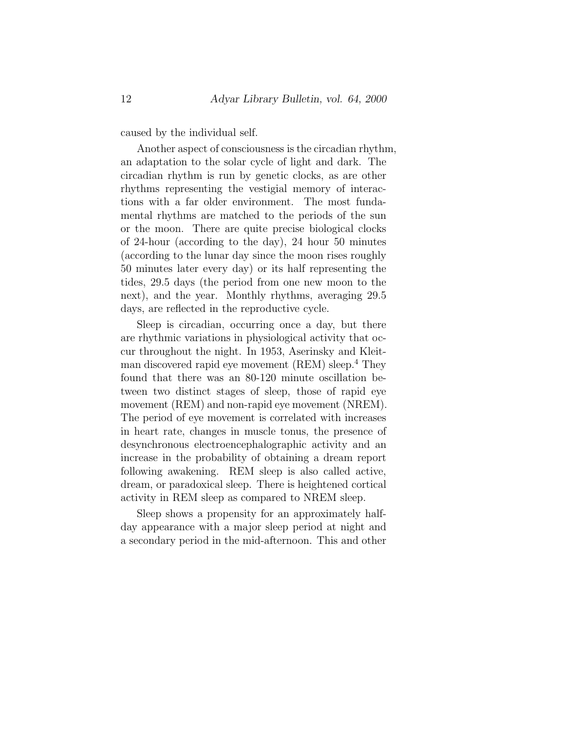caused by the individual self.

Another aspect of consciousness is the circadian rhythm, an adaptation to the solar cycle of light and dark. The circadian rhythm is run by genetic clocks, as are other rhythms representing the vestigial memory of interactions with a far older environment. The most fundamental rhythms are matched to the periods of the sun or the moon. There are quite precise biological clocks of 24-hour (according to the day), 24 hour 50 minutes (according to the lunar day since the moon rises roughly 50 minutes later every day) or its half representing the tides, 29.5 days (the period from one new moon to the next), and the year. Monthly rhythms, averaging 29.5 days, are reflected in the reproductive cycle.

Sleep is circadian, occurring once a day, but there are rhythmic variations in physiological activity that occur throughout the night. In 1953, Aserinsky and Kleitman discovered rapid eye movement (REM) sleep.[4] They found that there was an 80-120 minute oscillation between two distinct stages of sleep, those of rapid eye movement (REM) and non-rapid eye movement (NREM). The period of eye movement is correlated with increases in heart rate, changes in muscle tonus, the presence of desynchronous electroencephalographic activity and an increase in the probability of obtaining a dream report following awakening. REM sleep is also called active, dream, or paradoxical sleep. There is heightened cortical activity in REM sleep as compared to NREM sleep.

Sleep shows a propensity for an approximately half-day appearance with a major sleep period at night and a secondary period in the mid-afternoon. This and other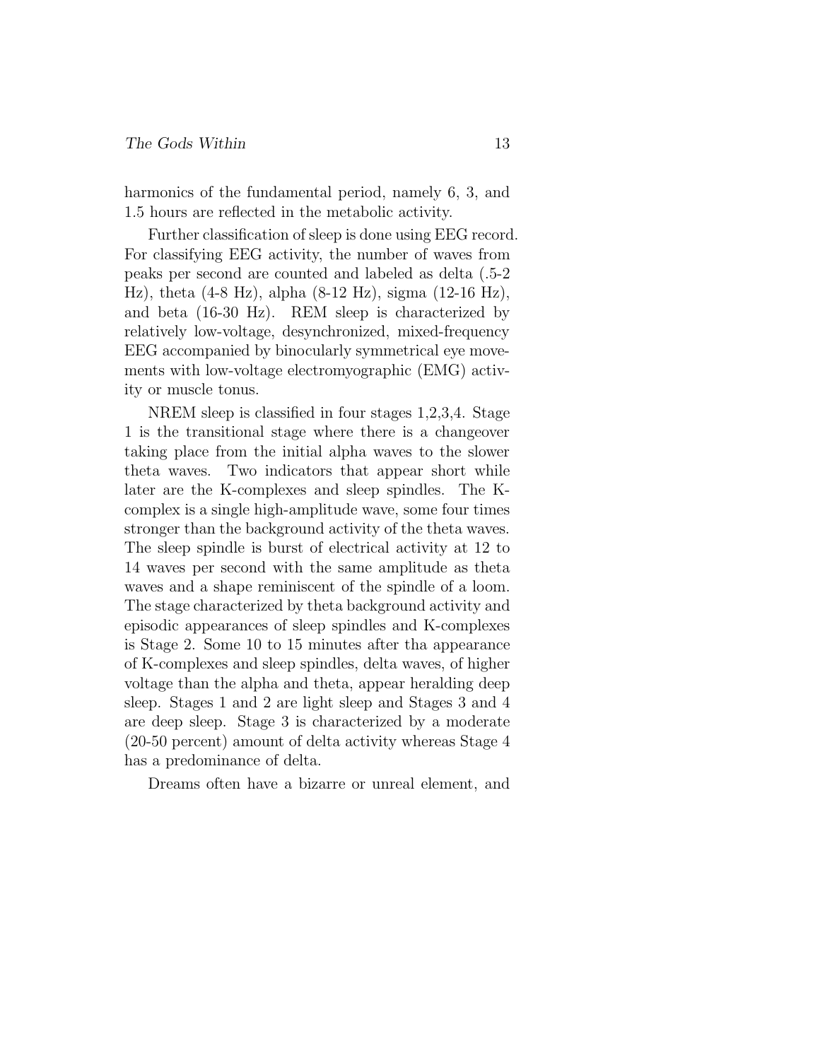harmonics of the fundamental period, namely 6, 3, and 1.5 hours are reflected in the metabolic activity.

Further classification of sleep is done using EEG record. For classifying EEG activity, the number of waves from peaks per second are counted and labeled as delta (.5-2 Hz), theta (4-8 Hz), alpha (8-12 Hz), sigma (12-16 Hz), and beta (16-30 Hz). REM sleep is characterized by relatively low-voltage, desynchronized, mixed-frequency EEG accompanied by binocularly symmetrical eye movements with low-voltage electromyographic (EMG) activity or muscle tonus.

NREM sleep is classified in four stages 1,2,3,4. Stage 1 is the transitional stage where there is a changeover taking place from the initial alpha waves to the slower theta waves. Two indicators that appear short while later are the K-complexes and sleep spindles. The K-complex is a single high-amplitude wave, some four times stronger than the background activity of the theta waves. The sleep spindle is burst of electrical activity at 12 to 14 waves per second with the same amplitude as theta waves and a shape reminiscent of the spindle of a loom. The stage characterized by theta background activity and episodic appearances of sleep spindles and K-complexes is Stage 2. Some 10 to 15 minutes after tha appearance of K-complexes and sleep spindles, delta waves, of higher voltage than the alpha and theta, appear heralding deep sleep. Stages 1 and 2 are light sleep and Stages 3 and 4 are deep sleep. Stage 3 is characterized by a moderate (20-50 percent) amount of delta activity whereas Stage 4 has a predominance of delta.

Dreams often have a bizarre or unreal element, and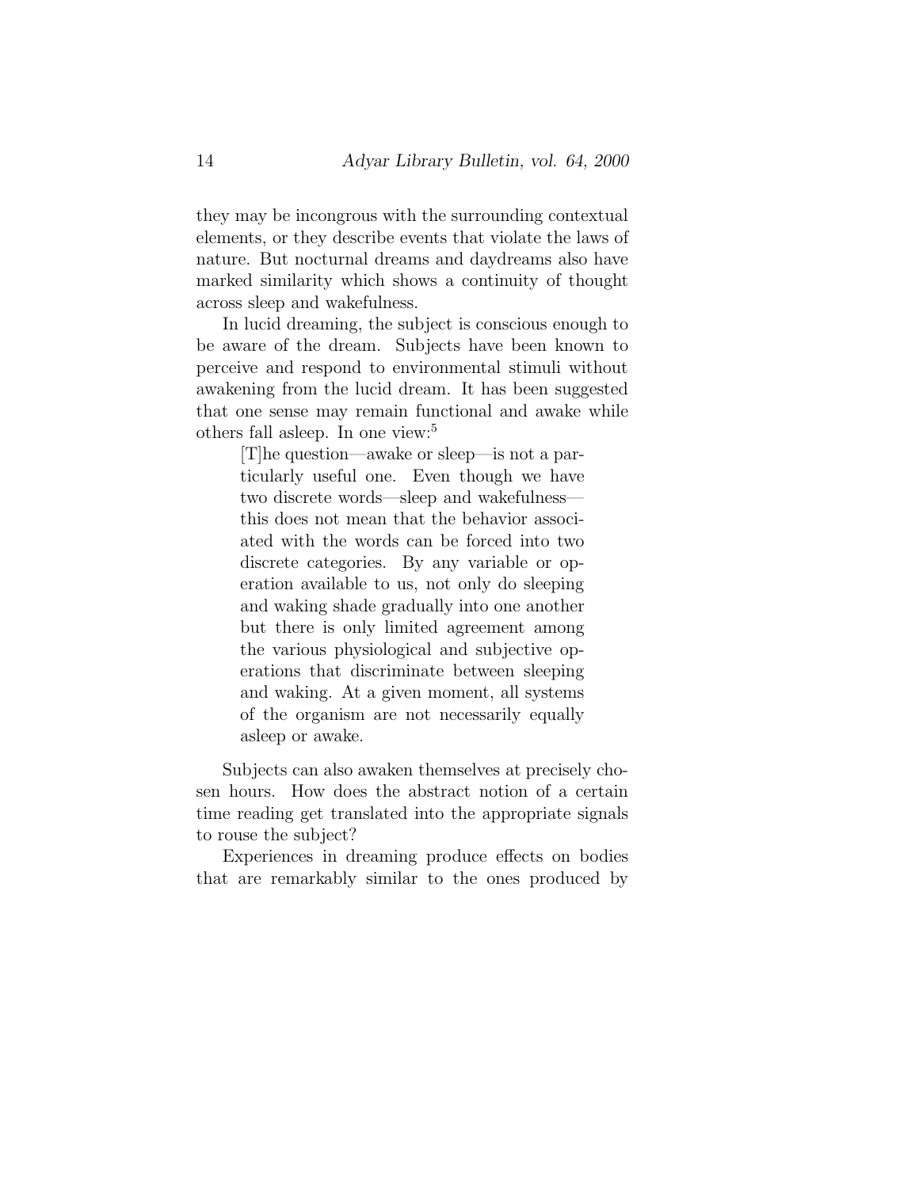they may be incongrous with the surrounding contextual elements, or they describe events that violate the laws of nature. But nocturnal dreams and daydreams also have marked similarity which shows a continuity of thought across sleep and wakefulness.

In lucid dreaming, the subject is conscious enough to be aware of the dream. Subjects have been known to perceive and respond to environmental stimuli without awakening from the lucid dream. It has been suggested that one sense may remain functional and awake while others fall asleep. In one view:[5]

> [T]he question—awake or sleep—is not a particularly useful one. Even though we have two discrete words—sleep and wakefulness—this does not mean that the behavior associated with the words can be forced into two discrete categories. By any variable or operation available to us, not only do sleeping and waking shade gradually into one another but there is only limited agreement among the various physiological and subjective operations that discriminate between sleeping and waking. At a given moment, all systems of the organism are not necessarily equally asleep or awake.

Subjects can also awaken themselves at precisely chosen hours. How does the abstract notion of a certain time reading get translated into the appropriate signals to rouse the subject?

Experiences in dreaming produce effects on bodies that are remarkably similar to the ones produced by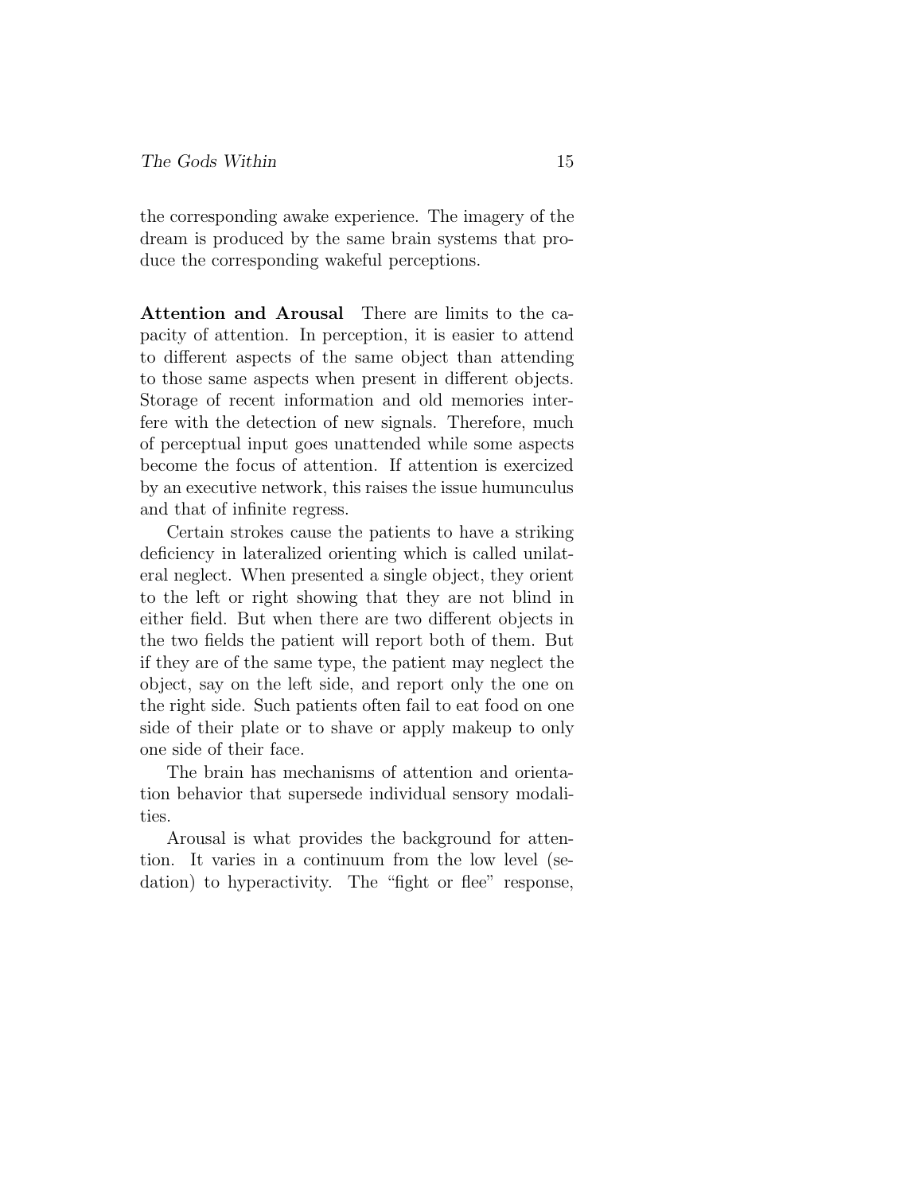the corresponding awake experience. The imagery of the dream is produced by the same brain systems that produce the corresponding wakeful perceptions.

**Attention and Arousal** There are limits to the capacity of attention. In perception, it is easier to attend to different aspects of the same object than attending to those same aspects when present in different objects. Storage of recent information and old memories interfere with the detection of new signals. Therefore, much of perceptual input goes unattended while some aspects become the focus of attention. If attention is exercized by an executive network, this raises the issue humunculus and that of infinite regress.

Certain strokes cause the patients to have a striking deficiency in lateralized orienting which is called unilateral neglect. When presented a single object, they orient to the left or right showing that they are not blind in either field. But when there are two different objects in the two fields the patient will report both of them. But if they are of the same type, the patient may neglect the object, say on the left side, and report only the one on the right side. Such patients often fail to eat food on one side of their plate or to shave or apply makeup to only one side of their face.

The brain has mechanisms of attention and orientation behavior that supersede individual sensory modalities.

Arousal is what provides the background for attention. It varies in a continuum from the low level (sedation) to hyperactivity. The "fight or flee" response,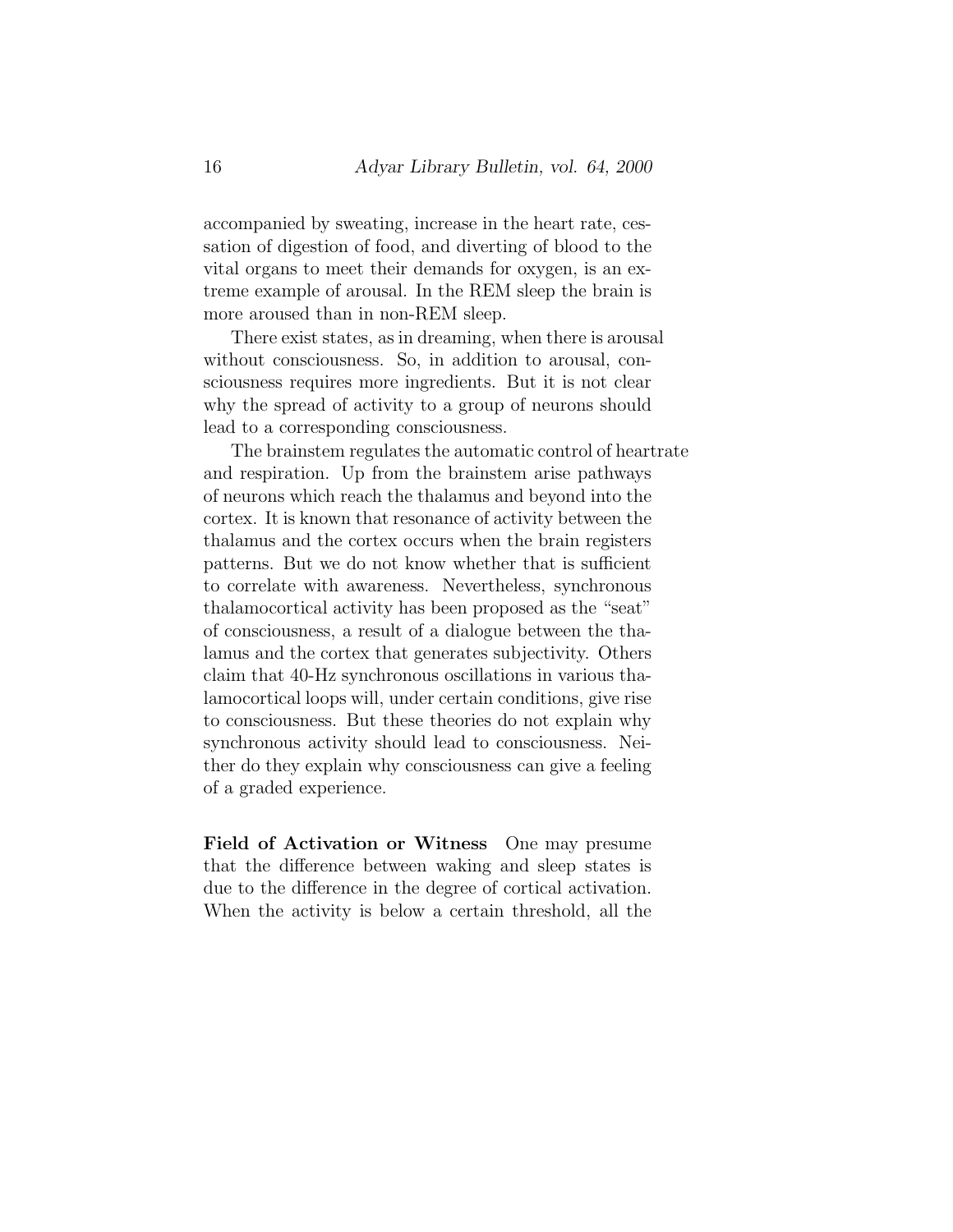accompanied by sweating, increase in the heart rate, cessation of digestion of food, and diverting of blood to the vital organs to meet their demands for oxygen, is an extreme example of arousal. In the REM sleep the brain is more aroused than in non-REM sleep.

There exist states, as in dreaming, when there is arousal without consciousness. So, in addition to arousal, consciousness requires more ingredients. But it is not clear why the spread of activity to a group of neurons should lead to a corresponding consciousness.

The brainstem regulates the automatic control of heartrate and respiration. Up from the brainstem arise pathways of neurons which reach the thalamus and beyond into the cortex. It is known that resonance of activity between the thalamus and the cortex occurs when the brain registers patterns. But we do not know whether that is sufficient to correlate with awareness. Nevertheless, synchronous thalamocortical activity has been proposed as the "seat" of consciousness, a result of a dialogue between the thalamus and the cortex that generates subjectivity. Others claim that 40-Hz synchronous oscillations in various thalamocortical loops will, under certain conditions, give rise to consciousness. But these theories do not explain why synchronous activity should lead to consciousness. Neither do they explain why consciousness can give a feeling of a graded experience.

**Field of Activation or Witness** One may presume that the difference between waking and sleep states is due to the difference in the degree of cortical activation. When the activity is below a certain threshold, all the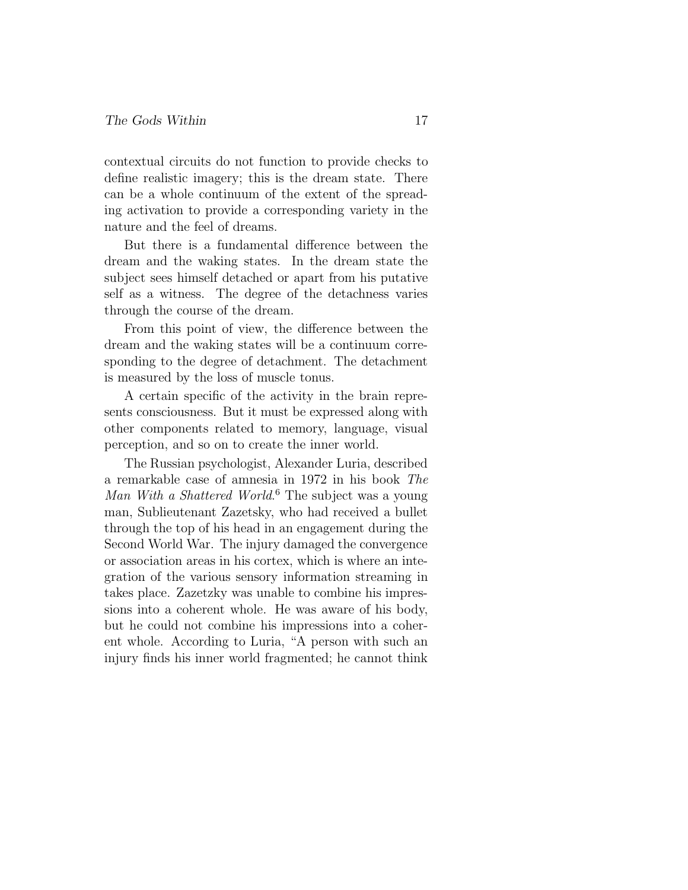contextual circuits do not function to provide checks to define realistic imagery; this is the dream state. There can be a whole continuum of the extent of the spreading activation to provide a corresponding variety in the nature and the feel of dreams.

But there is a fundamental difference between the dream and the waking states. In the dream state the subject sees himself detached or apart from his putative self as a witness. The degree of the detachness varies through the course of the dream.

From this point of view, the difference between the dream and the waking states will be a continuum corresponding to the degree of detachment. The detachment is measured by the loss of muscle tonus.

A certain specific of the activity in the brain represents consciousness. But it must be expressed along with other components related to memory, language, visual perception, and so on to create the inner world.

The Russian psychologist, Alexander Luria, described a remarkable case of amnesia in 1972 in his book *The Man With a Shattered World*.[6] The subject was a young man, Sublieutenant Zazetsky, who had received a bullet through the top of his head in an engagement during the Second World War. The injury damaged the convergence or association areas in his cortex, which is where an integration of the various sensory information streaming in takes place. Zazetzky was unable to combine his impressions into a coherent whole. He was aware of his body, but he could not combine his impressions into a coherent whole. According to Luria, "A person with such an injury finds his inner world fragmented; he cannot think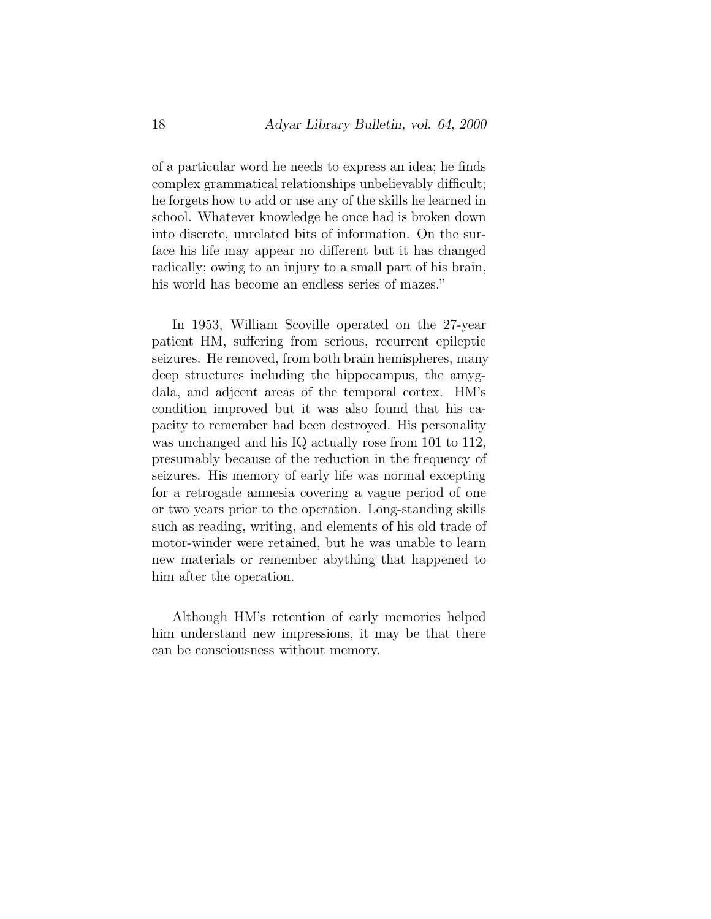of a particular word he needs to express an idea; he finds complex grammatical relationships unbelievably difficult; he forgets how to add or use any of the skills he learned in school. Whatever knowledge he once had is broken down into discrete, unrelated bits of information. On the surface his life may appear no different but it has changed radically; owing to an injury to a small part of his brain, his world has become an endless series of mazes."

In 1953, William Scoville operated on the 27-year patient HM, suffering from serious, recurrent epileptic seizures. He removed, from both brain hemispheres, many deep structures including the hippocampus, the amygdala, and adjcent areas of the temporal cortex. HM's condition improved but it was also found that his capacity to remember had been destroyed. His personality was unchanged and his IQ actually rose from 101 to 112, presumably because of the reduction in the frequency of seizures. His memory of early life was normal excepting for a retrogade amnesia covering a vague period of one or two years prior to the operation. Long-standing skills such as reading, writing, and elements of his old trade of motor-winder were retained, but he was unable to learn new materials or remember abything that happened to him after the operation.

Although HM's retention of early memories helped him understand new impressions, it may be that there can be consciousness without memory.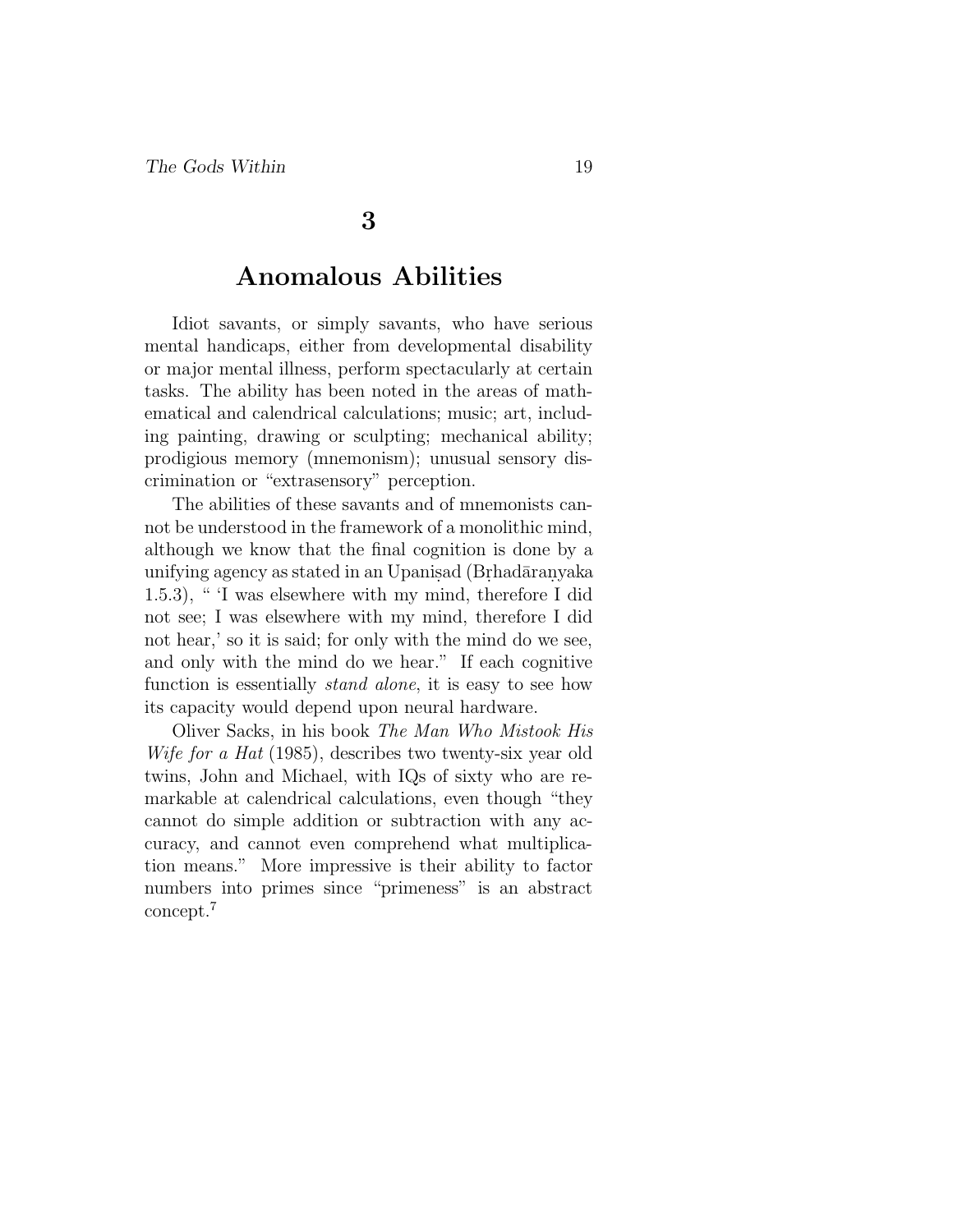# 3

# Anomalous Abilities

Idiot savants, or simply savants, who have serious mental handicaps, either from developmental disability or major mental illness, perform spectacularly at certain tasks. The ability has been noted in the areas of mathematical and calendrical calculations; music; art, including painting, drawing or sculpting; mechanical ability; prodigious memory (mnemonism); unusual sensory discrimination or "extrasensory" perception.

The abilities of these savants and of mnemonists cannot be understood in the framework of a monolithic mind, although we know that the final cognition is done by a unifying agency as stated in an Upaniṣad (Bṛhadāraṇyaka 1.5.3), " 'I was elsewhere with my mind, therefore I did not see; I was elsewhere with my mind, therefore I did not hear,' so it is said; for only with the mind do we see, and only with the mind do we hear." If each cognitive function is essentially *stand alone*, it is easy to see how its capacity would depend upon neural hardware.

Oliver Sacks, in his book *The Man Who Mistook His Wife for a Hat* (1985), describes two twenty-six year old twins, John and Michael, with IQs of sixty who are remarkable at calendrical calculations, even though "they cannot do simple addition or subtraction with any accuracy, and cannot even comprehend what multiplication means." More impressive is their ability to factor numbers into primes since "primeness" is an abstract concept.[7]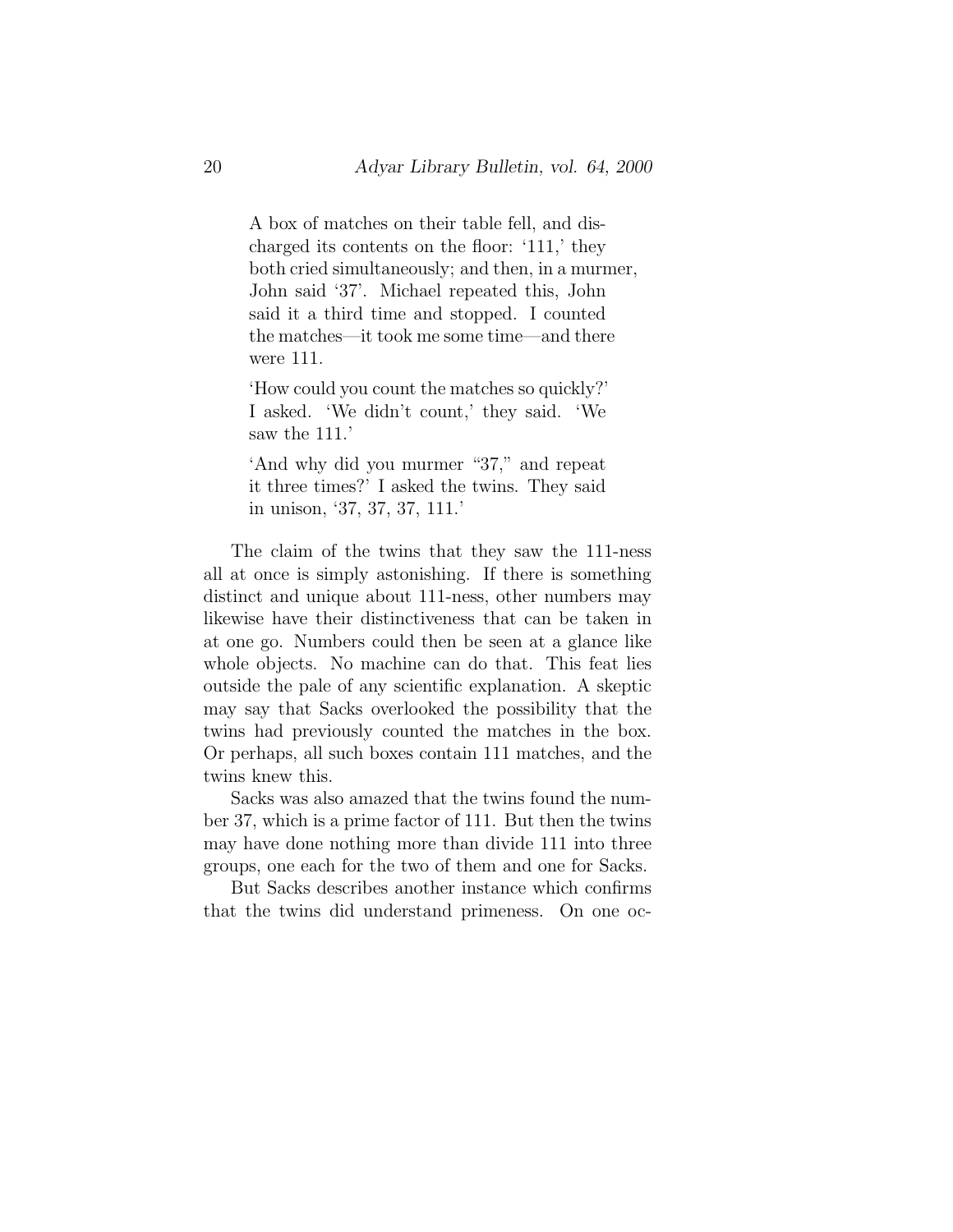> A box of matches on their table fell, and discharged its contents on the floor: '111,' they both cried simultaneously; and then, in a murmer, John said '37'. Michael repeated this, John said it a third time and stopped. I counted the matches—it took me some time—and there were 111.
>
> 'How could you count the matches so quickly?' I asked. 'We didn't count,' they said. 'We saw the 111.'
>
> 'And why did you murmer "37," and repeat it three times?' I asked the twins. They said in unison, '37, 37, 37, 111.'

The claim of the twins that they saw the 111-ness all at once is simply astonishing. If there is something distinct and unique about 111-ness, other numbers may likewise have their distinctiveness that can be taken in at one go. Numbers could then be seen at a glance like whole objects. No machine can do that. This feat lies outside the pale of any scientific explanation. A skeptic may say that Sacks overlooked the possibility that the twins had previously counted the matches in the box. Or perhaps, all such boxes contain 111 matches, and the twins knew this.

Sacks was also amazed that the twins found the number 37, which is a prime factor of 111. But then the twins may have done nothing more than divide 111 into three groups, one each for the two of them and one for Sacks.

But Sacks describes another instance which confirms that the twins did understand primeness. On one oc-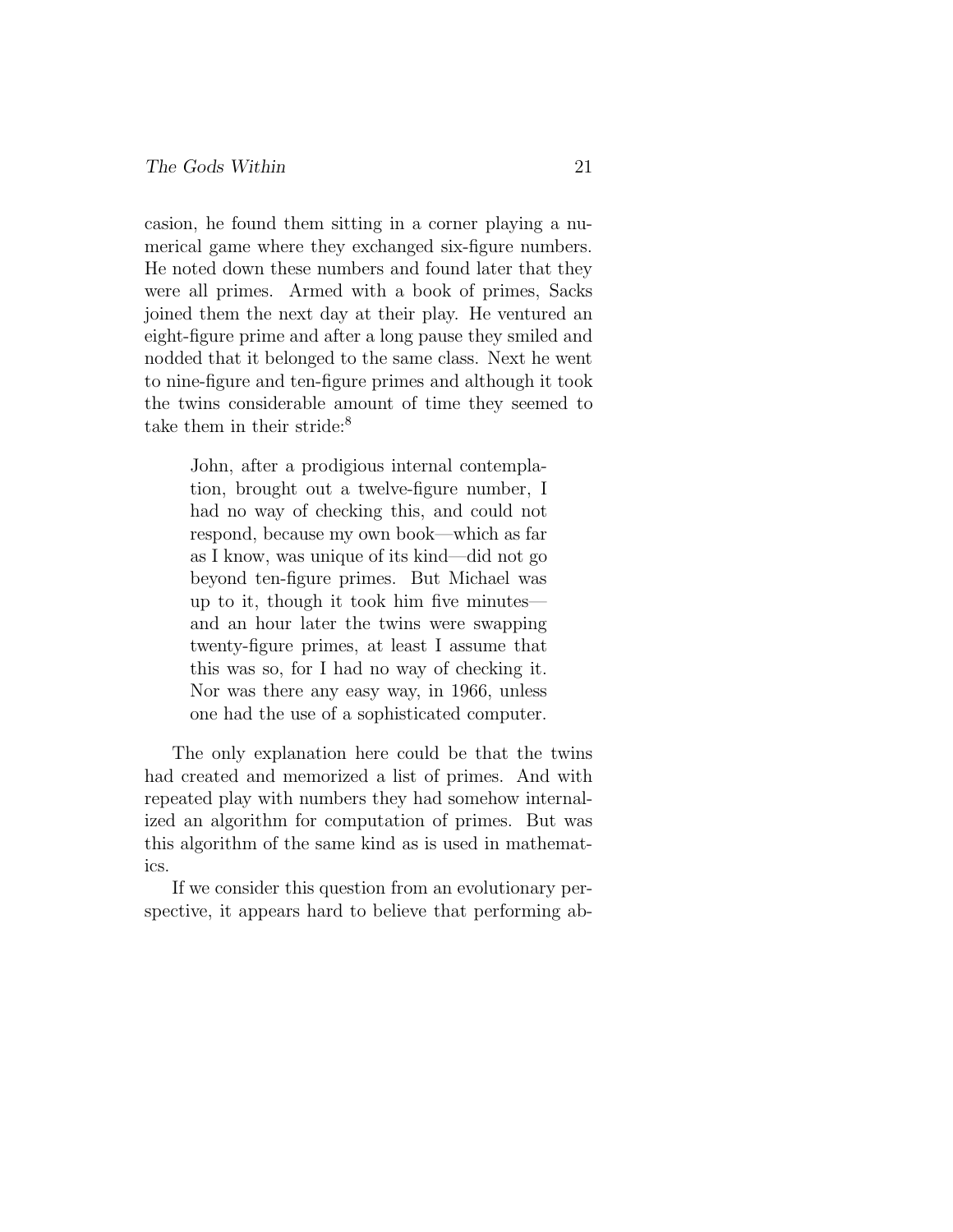casion, he found them sitting in a corner playing a numerical game where they exchanged six-figure numbers. He noted down these numbers and found later that they were all primes. Armed with a book of primes, Sacks joined them the next day at their play. He ventured an eight-figure prime and after a long pause they smiled and nodded that it belonged to the same class. Next he went to nine-figure and ten-figure primes and although it took the twins considerable amount of time they seemed to take them in their stride:[8]

> John, after a prodigious internal contemplation, brought out a twelve-figure number, I had no way of checking this, and could not respond, because my own book—which as far as I know, was unique of its kind—did not go beyond ten-figure primes. But Michael was up to it, though it took him five minutes—and an hour later the twins were swapping twenty-figure primes, at least I assume that this was so, for I had no way of checking it. Nor was there any easy way, in 1966, unless one had the use of a sophisticated computer.

The only explanation here could be that the twins had created and memorized a list of primes. And with repeated play with numbers they had somehow internalized an algorithm for computation of primes. But was this algorithm of the same kind as is used in mathematics.

If we consider this question from an evolutionary perspective, it appears hard to believe that performing ab-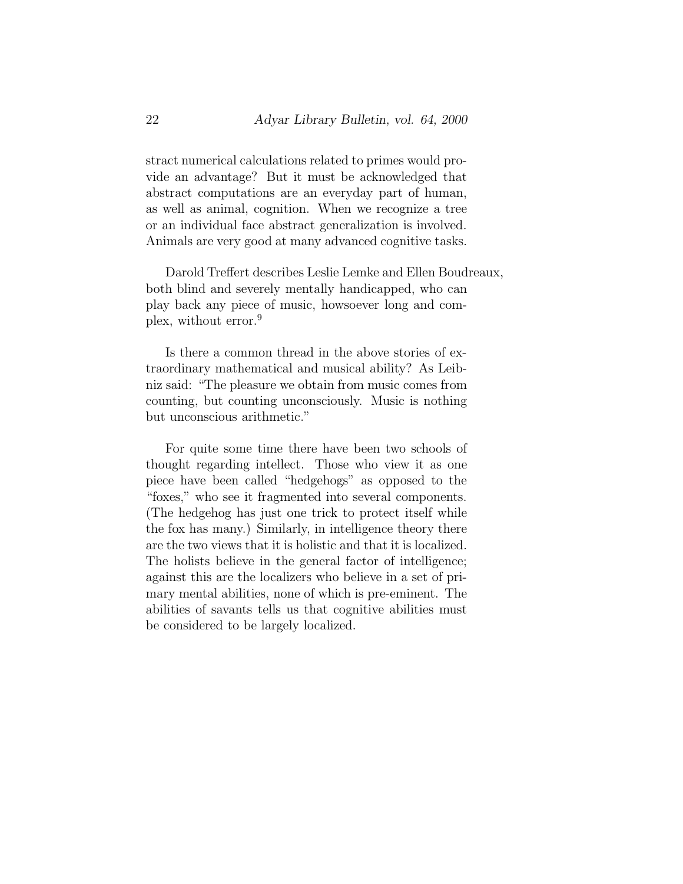stract numerical calculations related to primes would provide an advantage? But it must be acknowledged that abstract computations are an everyday part of human, as well as animal, cognition. When we recognize a tree or an individual face abstract generalization is involved. Animals are very good at many advanced cognitive tasks.

Darold Treffert describes Leslie Lemke and Ellen Boudreaux, both blind and severely mentally handicapped, who can play back any piece of music, howsoever long and complex, without error.[9]

Is there a common thread in the above stories of extraordinary mathematical and musical ability? As Leibniz said: "The pleasure we obtain from music comes from counting, but counting unconsciously. Music is nothing but unconscious arithmetic."

For quite some time there have been two schools of thought regarding intellect. Those who view it as one piece have been called "hedgehogs" as opposed to the "foxes," who see it fragmented into several components. (The hedgehog has just one trick to protect itself while the fox has many.) Similarly, in intelligence theory there are the two views that it is holistic and that it is localized. The holists believe in the general factor of intelligence; against this are the localizers who believe in a set of primary mental abilities, none of which is pre-eminent. The abilities of savants tells us that cognitive abilities must be considered to be largely localized.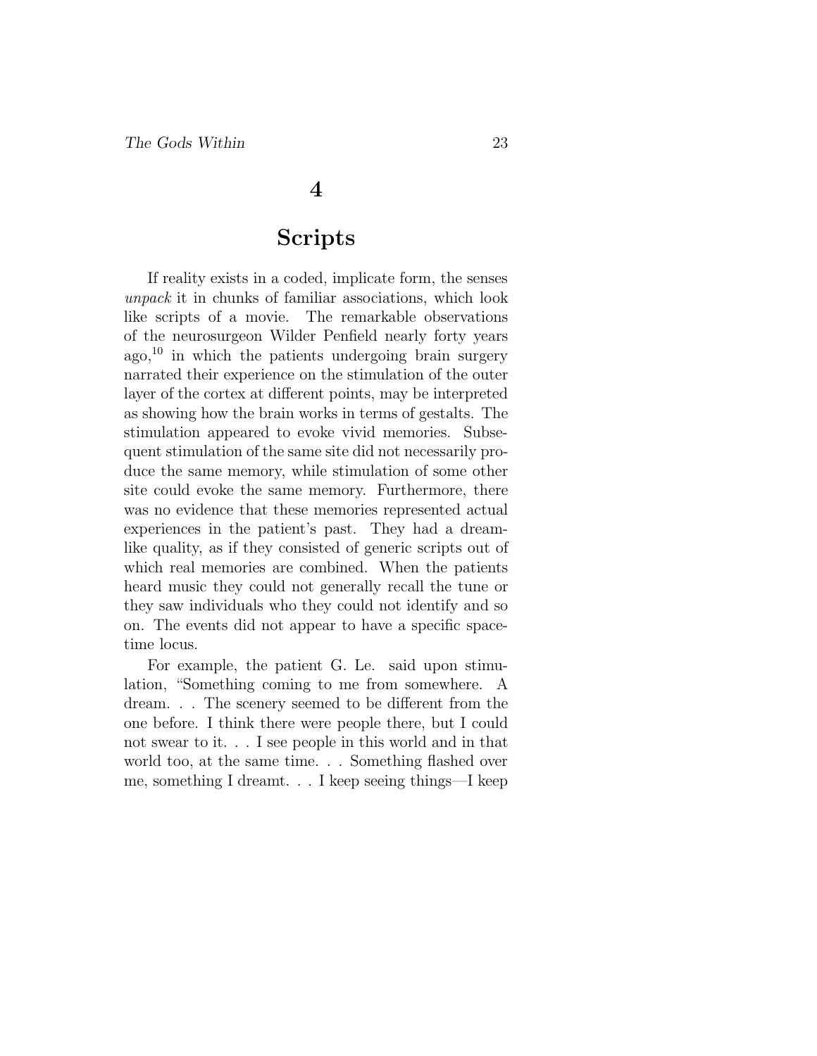# 4

## Scripts

If reality exists in a coded, implicate form, the senses *unpack* it in chunks of familiar associations, which look like scripts of a movie. The remarkable observations of the neurosurgeon Wilder Penfield nearly forty years ago,[10] in which the patients undergoing brain surgery narrated their experience on the stimulation of the outer layer of the cortex at different points, may be interpreted as showing how the brain works in terms of gestalts. The stimulation appeared to evoke vivid memories. Subsequent stimulation of the same site did not necessarily produce the same memory, while stimulation of some other site could evoke the same memory. Furthermore, there was no evidence that these memories represented actual experiences in the patient's past. They had a dream-like quality, as if they consisted of generic scripts out of which real memories are combined. When the patients heard music they could not generally recall the tune or they saw individuals who they could not identify and so on. The events did not appear to have a specific space-time locus.

For example, the patient G. Le. said upon stimulation, "Something coming to me from somewhere. A dream. . . The scenery seemed to be different from the one before. I think there were people there, but I could not swear to it. . . I see people in this world and in that world too, at the same time. . . Something flashed over me, something I dreamt. . . I keep seeing things—I keep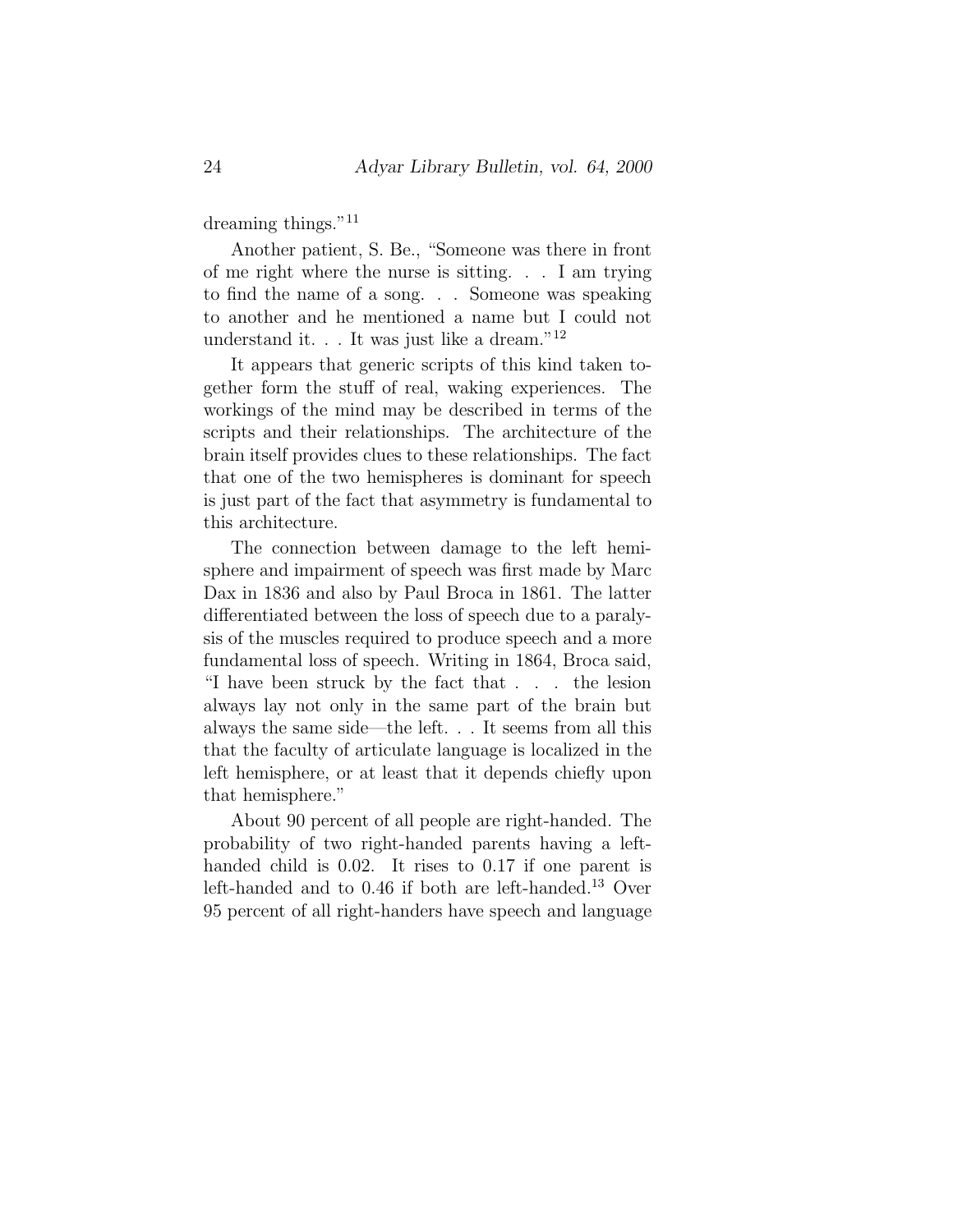dreaming things."[11]

Another patient, S. Be., "Someone was there in front of me right where the nurse is sitting. . . I am trying to find the name of a song. . . Someone was speaking to another and he mentioned a name but I could not understand it. . . It was just like a dream."[12]

It appears that generic scripts of this kind taken together form the stuff of real, waking experiences. The workings of the mind may be described in terms of the scripts and their relationships. The architecture of the brain itself provides clues to these relationships. The fact that one of the two hemispheres is dominant for speech is just part of the fact that asymmetry is fundamental to this architecture.

The connection between damage to the left hemisphere and impairment of speech was first made by Marc Dax in 1836 and also by Paul Broca in 1861. The latter differentiated between the loss of speech due to a paralysis of the muscles required to produce speech and a more fundamental loss of speech. Writing in 1864, Broca said, "I have been struck by the fact that . . . the lesion always lay not only in the same part of the brain but always the same side—the left. . . It seems from all this that the faculty of articulate language is localized in the left hemisphere, or at least that it depends chiefly upon that hemisphere."

About 90 percent of all people are right-handed. The probability of two right-handed parents having a left-handed child is 0.02. It rises to 0.17 if one parent is left-handed and to 0.46 if both are left-handed.[13] Over 95 percent of all right-handers have speech and language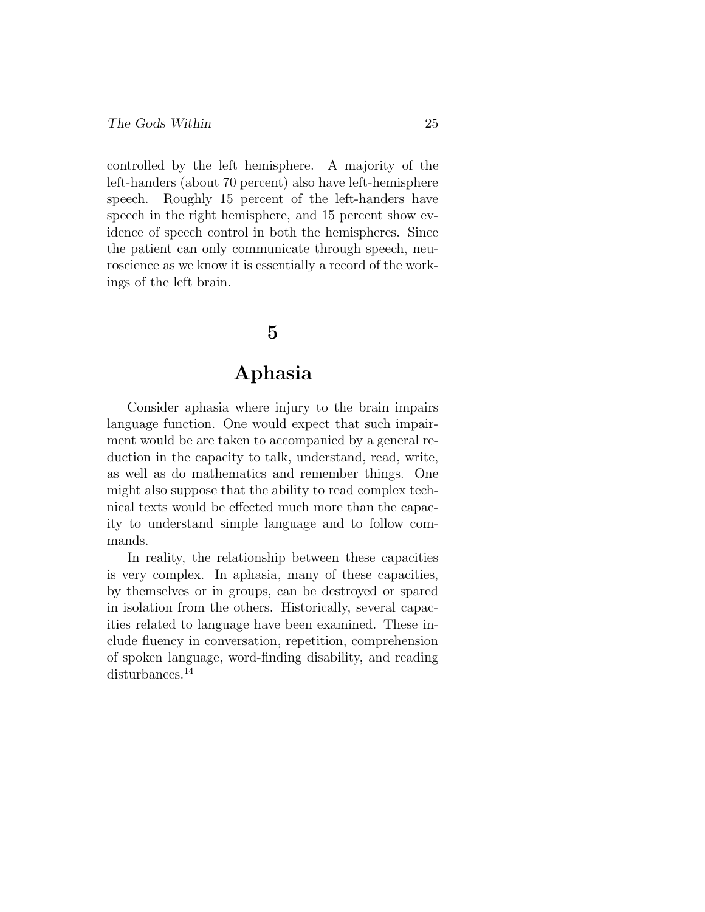controlled by the left hemisphere. A majority of the left-handers (about 70 percent) also have left-hemisphere speech. Roughly 15 percent of the left-handers have speech in the right hemisphere, and 15 percent show evidence of speech control in both the hemispheres. Since the patient can only communicate through speech, neuroscience as we know it is essentially a record of the workings of the left brain.

## 5

## Aphasia

Consider aphasia where injury to the brain impairs language function. One would expect that such impairment would be are taken to accompanied by a general reduction in the capacity to talk, understand, read, write, as well as do mathematics and remember things. One might also suppose that the ability to read complex technical texts would be effected much more than the capacity to understand simple language and to follow commands.

In reality, the relationship between these capacities is very complex. In aphasia, many of these capacities, by themselves or in groups, can be destroyed or spared in isolation from the others. Historically, several capacities related to language have been examined. These include fluency in conversation, repetition, comprehension of spoken language, word-finding disability, and reading disturbances.[14]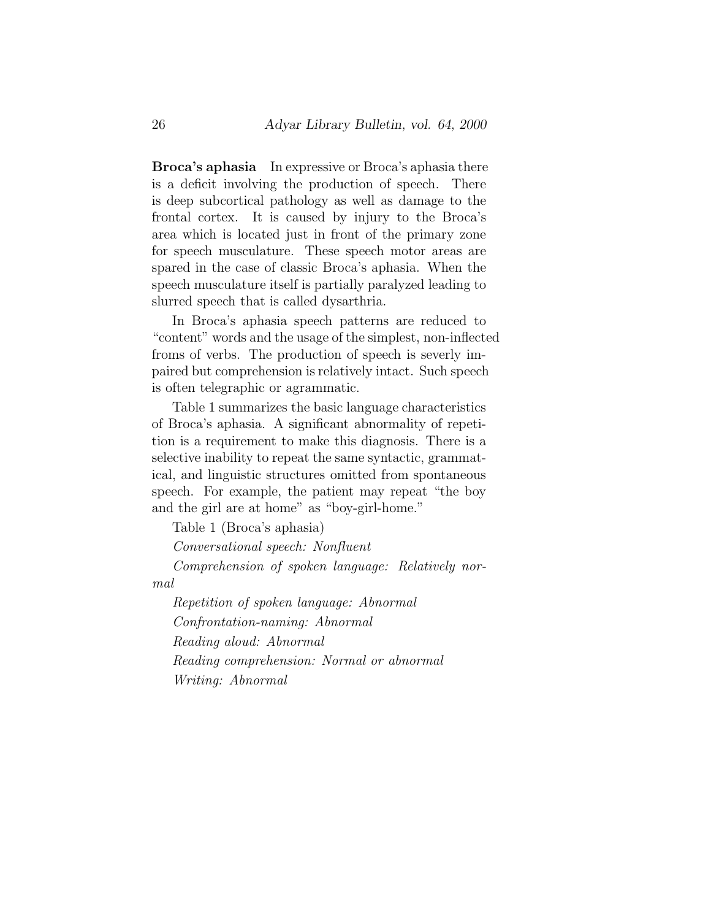**Broca's aphasia** In expressive or Broca's aphasia there is a deficit involving the production of speech. There is deep subcortical pathology as well as damage to the frontal cortex. It is caused by injury to the Broca's area which is located just in front of the primary zone for speech musculature. These speech motor areas are spared in the case of classic Broca's aphasia. When the speech musculature itself is partially paralyzed leading to slurred speech that is called dysarthria.

In Broca's aphasia speech patterns are reduced to "content" words and the usage of the simplest, non-inflected froms of verbs. The production of speech is severly impaired but comprehension is relatively intact. Such speech is often telegraphic or agrammatic.

Table 1 summarizes the basic language characteristics of Broca's aphasia. A significant abnormality of repetition is a requirement to make this diagnosis. There is a selective inability to repeat the same syntactic, grammatical, and linguistic structures omitted from spontaneous speech. For example, the patient may repeat "the boy and the girl are at home" as "boy-girl-home."

Table 1 (Broca's aphasia)

*Conversational speech: Nonfluent*

*Comprehension of spoken language: Relatively normal*

*Repetition of spoken language: Abnormal*

*Confrontation-naming: Abnormal*

*Reading aloud: Abnormal*

*Reading comprehension: Normal or abnormal*

*Writing: Abnormal*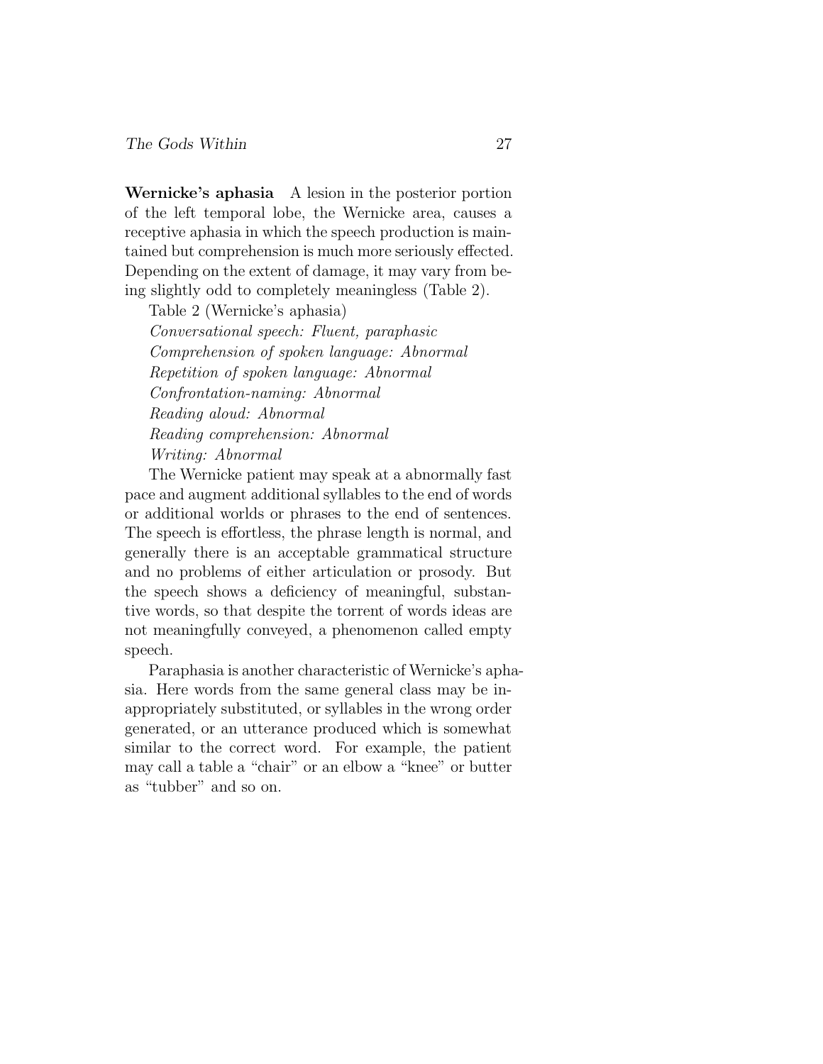**Wernicke's aphasia** A lesion in the posterior portion of the left temporal lobe, the Wernicke area, causes a receptive aphasia in which the speech production is maintained but comprehension is much more seriously effected. Depending on the extent of damage, it may vary from being slightly odd to completely meaningless (Table 2).

Table 2 (Wernicke's aphasia)

*Conversational speech: Fluent, paraphasic*
*Comprehension of spoken language: Abnormal*
*Repetition of spoken language: Abnormal*
*Confrontation-naming: Abnormal*
*Reading aloud: Abnormal*
*Reading comprehension: Abnormal*
*Writing: Abnormal*

The Wernicke patient may speak at a abnormally fast pace and augment additional syllables to the end of words or additional worlds or phrases to the end of sentences. The speech is effortless, the phrase length is normal, and generally there is an acceptable grammatical structure and no problems of either articulation or prosody. But the speech shows a deficiency of meaningful, substantive words, so that despite the torrent of words ideas are not meaningfully conveyed, a phenomenon called empty speech.

Paraphasia is another characteristic of Wernicke's aphasia. Here words from the same general class may be inappropriately substituted, or syllables in the wrong order generated, or an utterance produced which is somewhat similar to the correct word. For example, the patient may call a table a "chair" or an elbow a "knee" or butter as "tubber" and so on.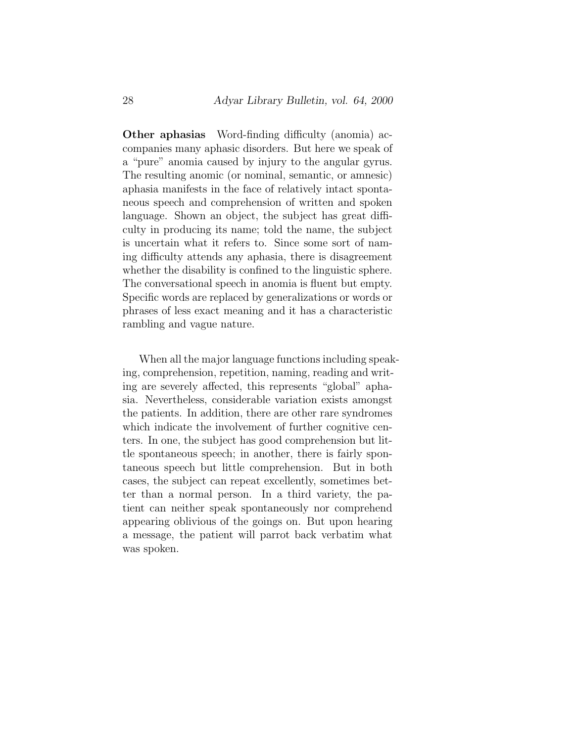**Other aphasias** Word-finding difficulty (anomia) accompanies many aphasic disorders. But here we speak of a "pure" anomia caused by injury to the angular gyrus. The resulting anomic (or nominal, semantic, or amnesic) aphasia manifests in the face of relatively intact spontaneous speech and comprehension of written and spoken language. Shown an object, the subject has great difficulty in producing its name; told the name, the subject is uncertain what it refers to. Since some sort of naming difficulty attends any aphasia, there is disagreement whether the disability is confined to the linguistic sphere. The conversational speech in anomia is fluent but empty. Specific words are replaced by generalizations or words or phrases of less exact meaning and it has a characteristic rambling and vague nature.

When all the major language functions including speaking, comprehension, repetition, naming, reading and writing are severely affected, this represents "global" aphasia. Nevertheless, considerable variation exists amongst the patients. In addition, there are other rare syndromes which indicate the involvement of further cognitive centers. In one, the subject has good comprehension but little spontaneous speech; in another, there is fairly spontaneous speech but little comprehension. But in both cases, the subject can repeat excellently, sometimes better than a normal person. In a third variety, the patient can neither speak spontaneously nor comprehend appearing oblivious of the goings on. But upon hearing a message, the patient will parrot back verbatim what was spoken.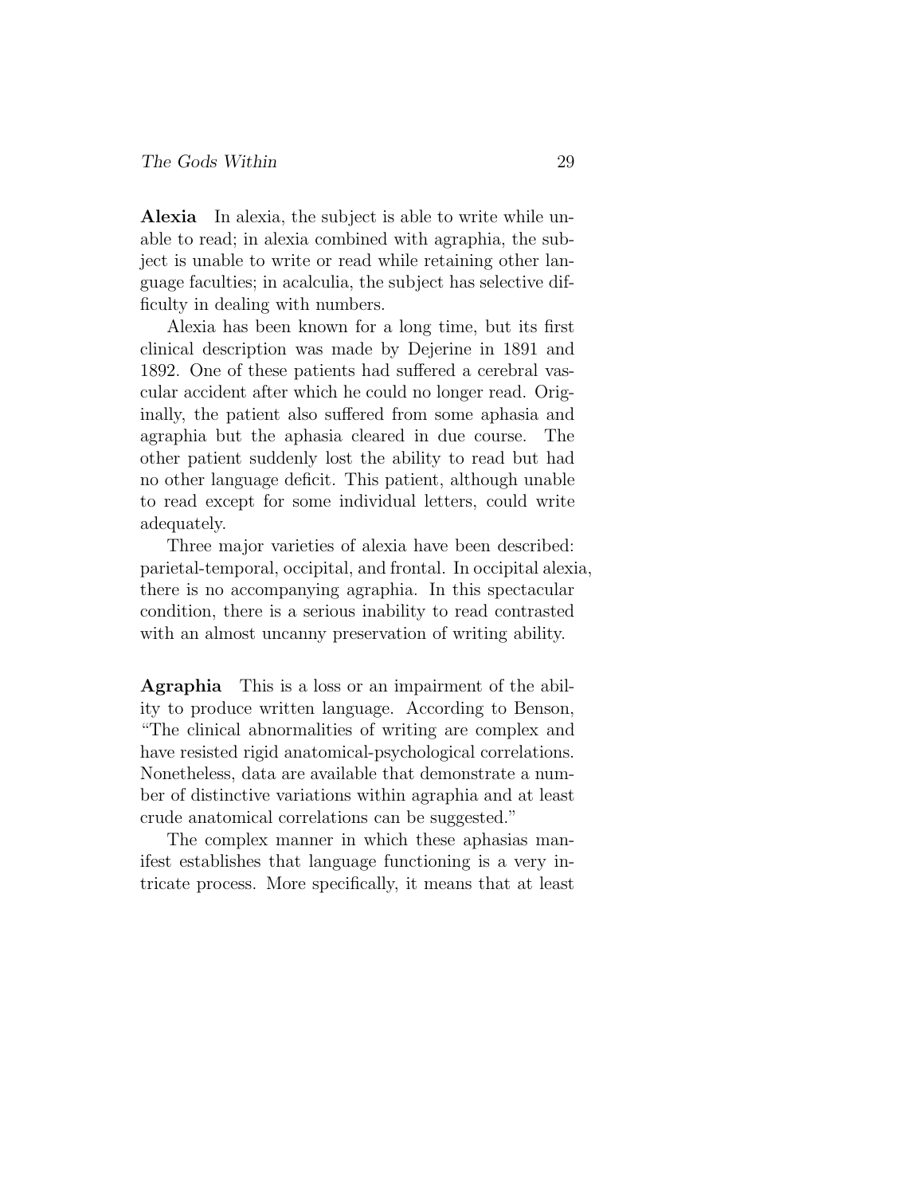**Alexia** In alexia, the subject is able to write while unable to read; in alexia combined with agraphia, the subject is unable to write or read while retaining other language faculties; in acalculia, the subject has selective difficulty in dealing with numbers.

Alexia has been known for a long time, but its first clinical description was made by Dejerine in 1891 and 1892. One of these patients had suffered a cerebral vascular accident after which he could no longer read. Originally, the patient also suffered from some aphasia and agraphia but the aphasia cleared in due course. The other patient suddenly lost the ability to read but had no other language deficit. This patient, although unable to read except for some individual letters, could write adequately.

Three major varieties of alexia have been described: parietal-temporal, occipital, and frontal. In occipital alexia, there is no accompanying agraphia. In this spectacular condition, there is a serious inability to read contrasted with an almost uncanny preservation of writing ability.

**Agraphia** This is a loss or an impairment of the ability to produce written language. According to Benson, "The clinical abnormalities of writing are complex and have resisted rigid anatomical-psychological correlations. Nonetheless, data are available that demonstrate a number of distinctive variations within agraphia and at least crude anatomical correlations can be suggested."

The complex manner in which these aphasias manifest establishes that language functioning is a very intricate process. More specifically, it means that at least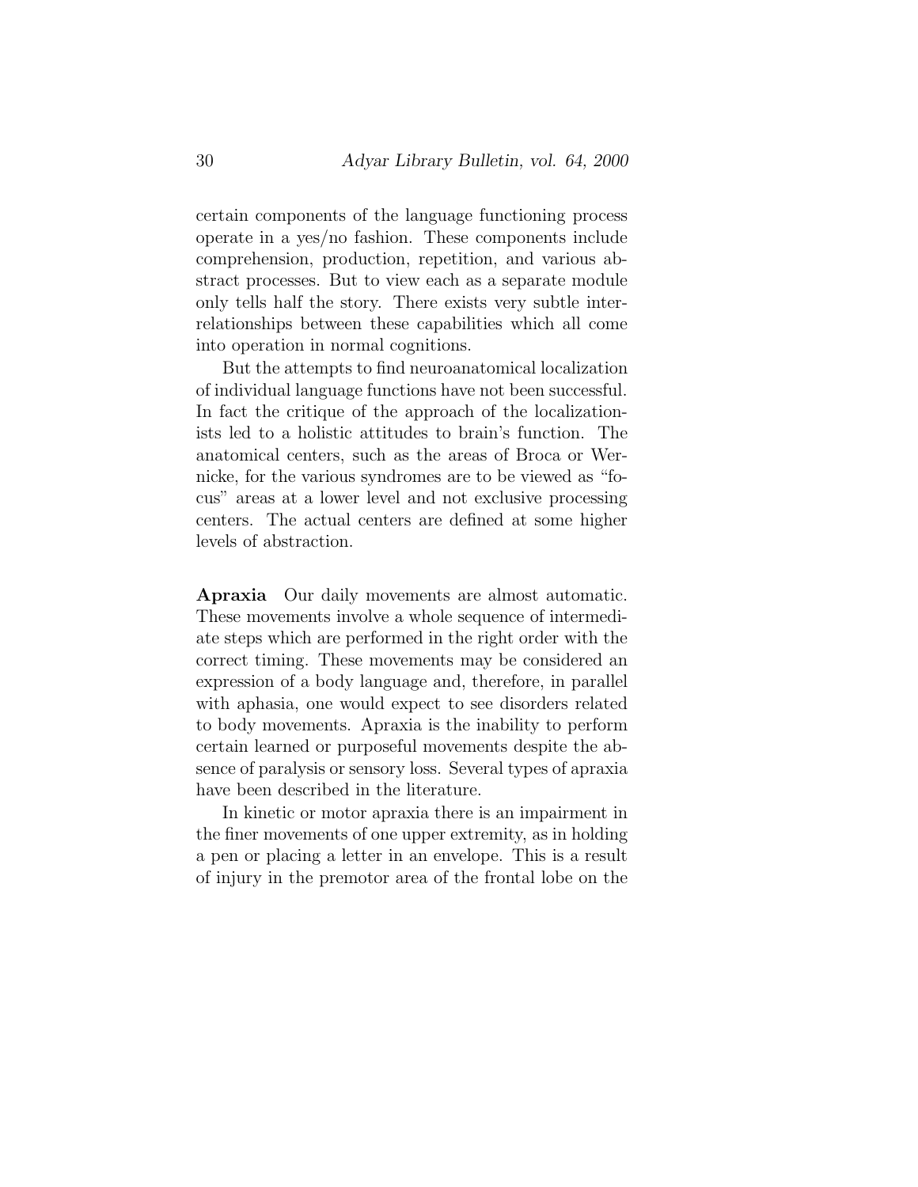certain components of the language functioning process operate in a yes/no fashion. These components include comprehension, production, repetition, and various abstract processes. But to view each as a separate module only tells half the story. There exists very subtle interrelationships between these capabilities which all come into operation in normal cognitions.

But the attempts to find neuroanatomical localization of individual language functions have not been successful. In fact the critique of the approach of the localizationists led to a holistic attitudes to brain's function. The anatomical centers, such as the areas of Broca or Wernicke, for the various syndromes are to be viewed as "focus" areas at a lower level and not exclusive processing centers. The actual centers are defined at some higher levels of abstraction.

**Apraxia** Our daily movements are almost automatic. These movements involve a whole sequence of intermediate steps which are performed in the right order with the correct timing. These movements may be considered an expression of a body language and, therefore, in parallel with aphasia, one would expect to see disorders related to body movements. Apraxia is the inability to perform certain learned or purposeful movements despite the absence of paralysis or sensory loss. Several types of apraxia have been described in the literature.

In kinetic or motor apraxia there is an impairment in the finer movements of one upper extremity, as in holding a pen or placing a letter in an envelope. This is a result of injury in the premotor area of the frontal lobe on the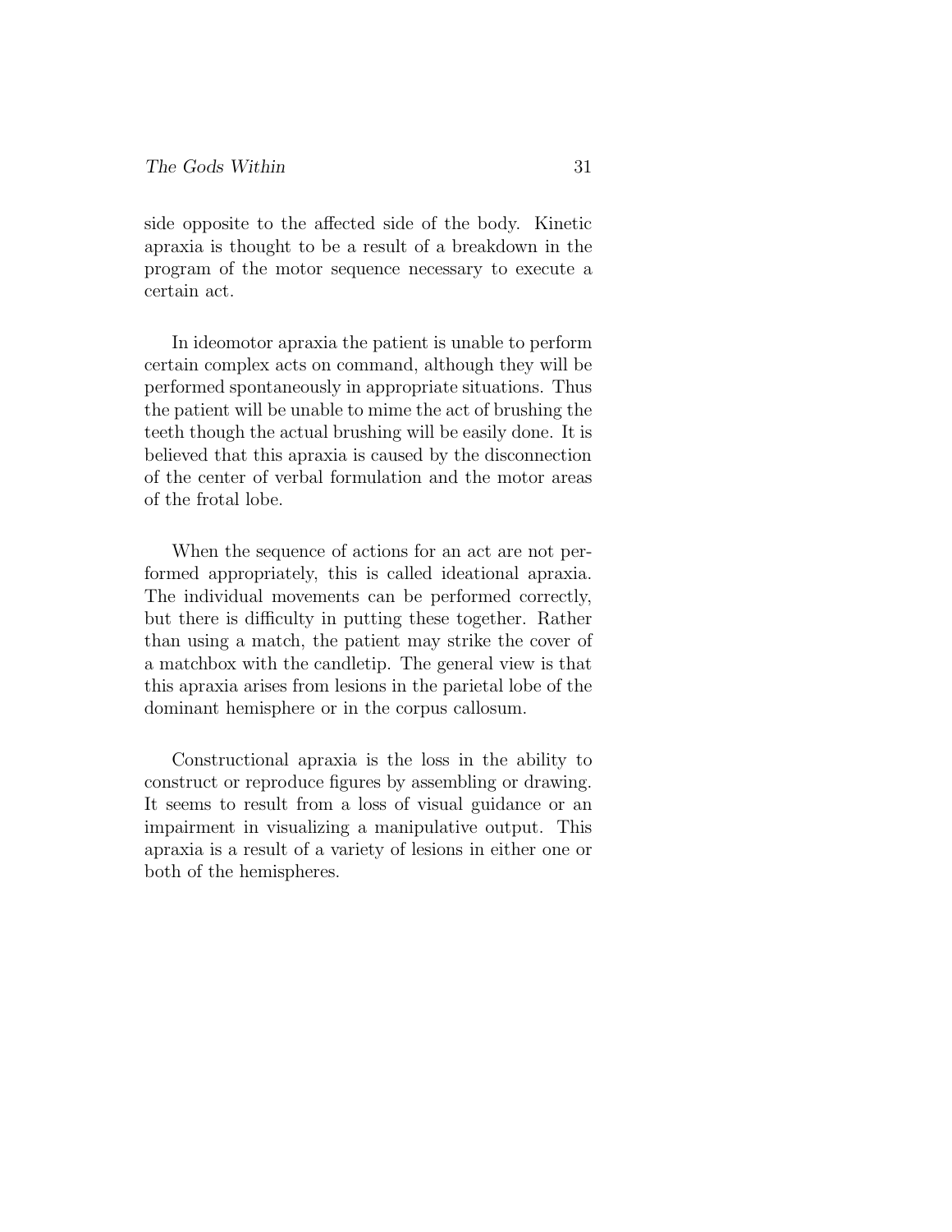side opposite to the affected side of the body. Kinetic apraxia is thought to be a result of a breakdown in the program of the motor sequence necessary to execute a certain act.

In ideomotor apraxia the patient is unable to perform certain complex acts on command, although they will be performed spontaneously in appropriate situations. Thus the patient will be unable to mime the act of brushing the teeth though the actual brushing will be easily done. It is believed that this apraxia is caused by the disconnection of the center of verbal formulation and the motor areas of the frotal lobe.

When the sequence of actions for an act are not performed appropriately, this is called ideational apraxia. The individual movements can be performed correctly, but there is difficulty in putting these together. Rather than using a match, the patient may strike the cover of a matchbox with the candletip. The general view is that this apraxia arises from lesions in the parietal lobe of the dominant hemisphere or in the corpus callosum.

Constructional apraxia is the loss in the ability to construct or reproduce figures by assembling or drawing. It seems to result from a loss of visual guidance or an impairment in visualizing a manipulative output. This apraxia is a result of a variety of lesions in either one or both of the hemispheres.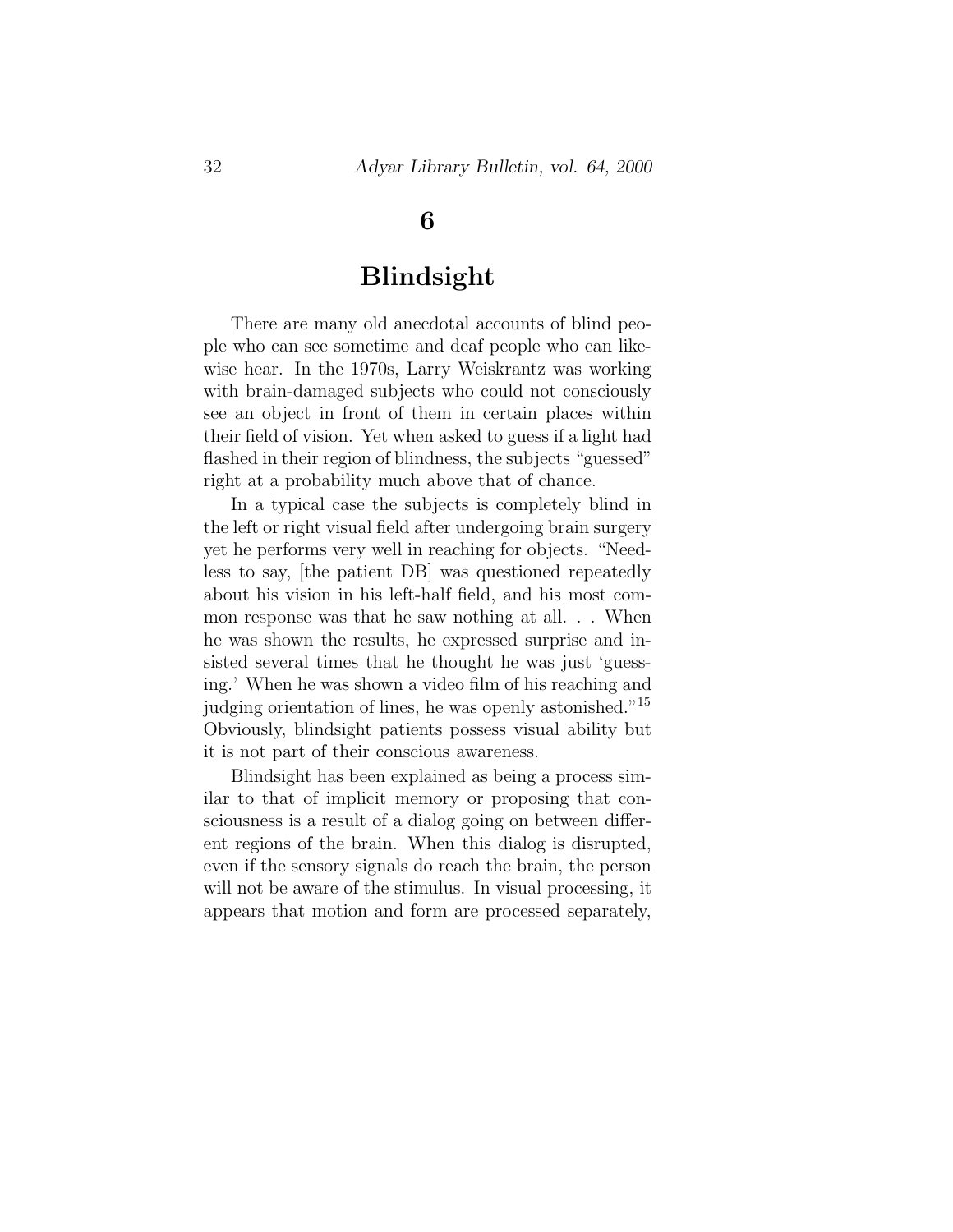# 6

# Blindsight

There are many old anecdotal accounts of blind people who can see sometime and deaf people who can likewise hear. In the 1970s, Larry Weiskrantz was working with brain-damaged subjects who could not consciously see an object in front of them in certain places within their field of vision. Yet when asked to guess if a light had flashed in their region of blindness, the subjects "guessed" right at a probability much above that of chance.

In a typical case the subjects is completely blind in the left or right visual field after undergoing brain surgery yet he performs very well in reaching for objects. "Needless to say, [the patient DB] was questioned repeatedly about his vision in his left-half field, and his most common response was that he saw nothing at all. . . When he was shown the results, he expressed surprise and insisted several times that he thought he was just 'guessing.' When he was shown a video film of his reaching and judging orientation of lines, he was openly astonished."[15] Obviously, blindsight patients possess visual ability but it is not part of their conscious awareness.

Blindsight has been explained as being a process similar to that of implicit memory or proposing that consciousness is a result of a dialog going on between different regions of the brain. When this dialog is disrupted, even if the sensory signals do reach the brain, the person will not be aware of the stimulus. In visual processing, it appears that motion and form are processed separately,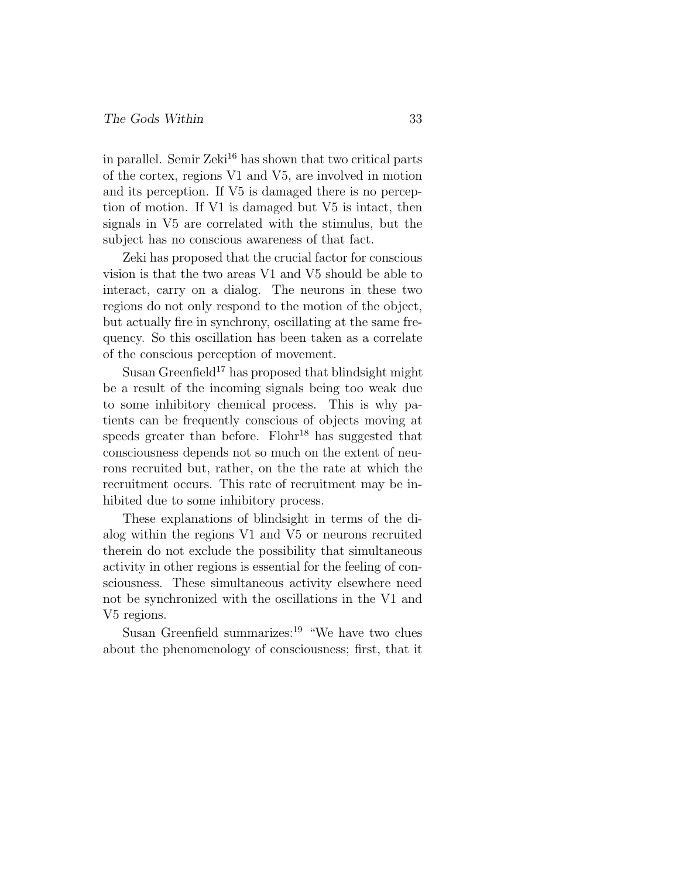in parallel. Semir Zeki[16] has shown that two critical parts of the cortex, regions V1 and V5, are involved in motion and its perception. If V5 is damaged there is no perception of motion. If V1 is damaged but V5 is intact, then signals in V5 are correlated with the stimulus, but the subject has no conscious awareness of that fact.

Zeki has proposed that the crucial factor for conscious vision is that the two areas V1 and V5 should be able to interact, carry on a dialog. The neurons in these two regions do not only respond to the motion of the object, but actually fire in synchrony, oscillating at the same frequency. So this oscillation has been taken as a correlate of the conscious perception of movement.

Susan Greenfield[17] has proposed that blindsight might be a result of the incoming signals being too weak due to some inhibitory chemical process. This is why patients can be frequently conscious of objects moving at speeds greater than before. Flohr[18] has suggested that consciousness depends not so much on the extent of neurons recruited but, rather, on the the rate at which the recruitment occurs. This rate of recruitment may be inhibited due to some inhibitory process.

These explanations of blindsight in terms of the dialog within the regions V1 and V5 or neurons recruited therein do not exclude the possibility that simultaneous activity in other regions is essential for the feeling of consciousness. These simultaneous activity elsewhere need not be synchronized with the oscillations in the V1 and V5 regions.

Susan Greenfield summarizes:[19] "We have two clues about the phenomenology of consciousness; first, that it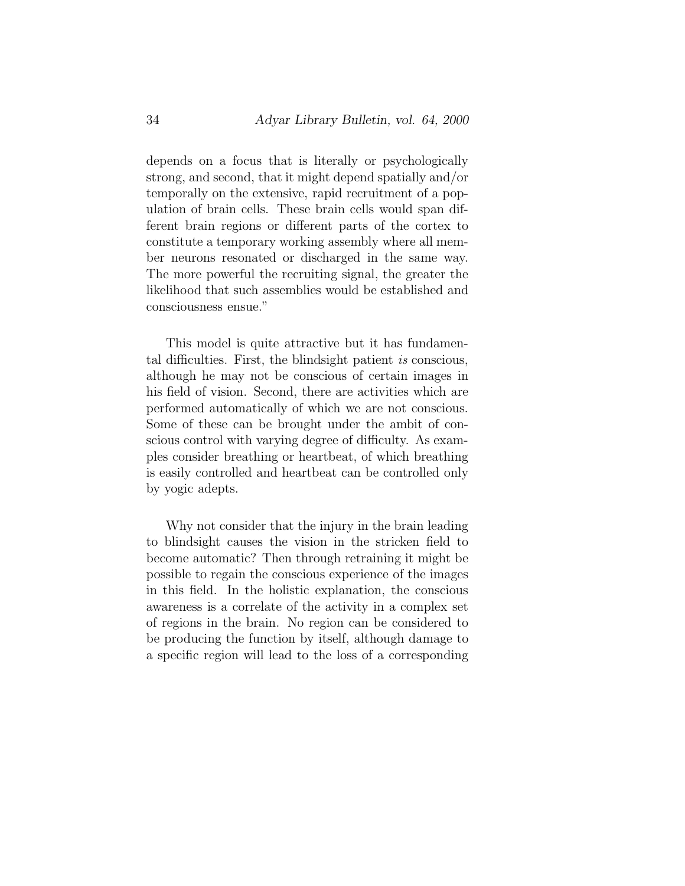depends on a focus that is literally or psychologically strong, and second, that it might depend spatially and/or temporally on the extensive, rapid recruitment of a population of brain cells. These brain cells would span different brain regions or different parts of the cortex to constitute a temporary working assembly where all member neurons resonated or discharged in the same way. The more powerful the recruiting signal, the greater the likelihood that such assemblies would be established and consciousness ensue."

This model is quite attractive but it has fundamental difficulties. First, the blindsight patient *is* conscious, although he may not be conscious of certain images in his field of vision. Second, there are activities which are performed automatically of which we are not conscious. Some of these can be brought under the ambit of conscious control with varying degree of difficulty. As examples consider breathing or heartbeat, of which breathing is easily controlled and heartbeat can be controlled only by yogic adepts.

Why not consider that the injury in the brain leading to blindsight causes the vision in the stricken field to become automatic? Then through retraining it might be possible to regain the conscious experience of the images in this field. In the holistic explanation, the conscious awareness is a correlate of the activity in a complex set of regions in the brain. No region can be considered to be producing the function by itself, although damage to a specific region will lead to the loss of a corresponding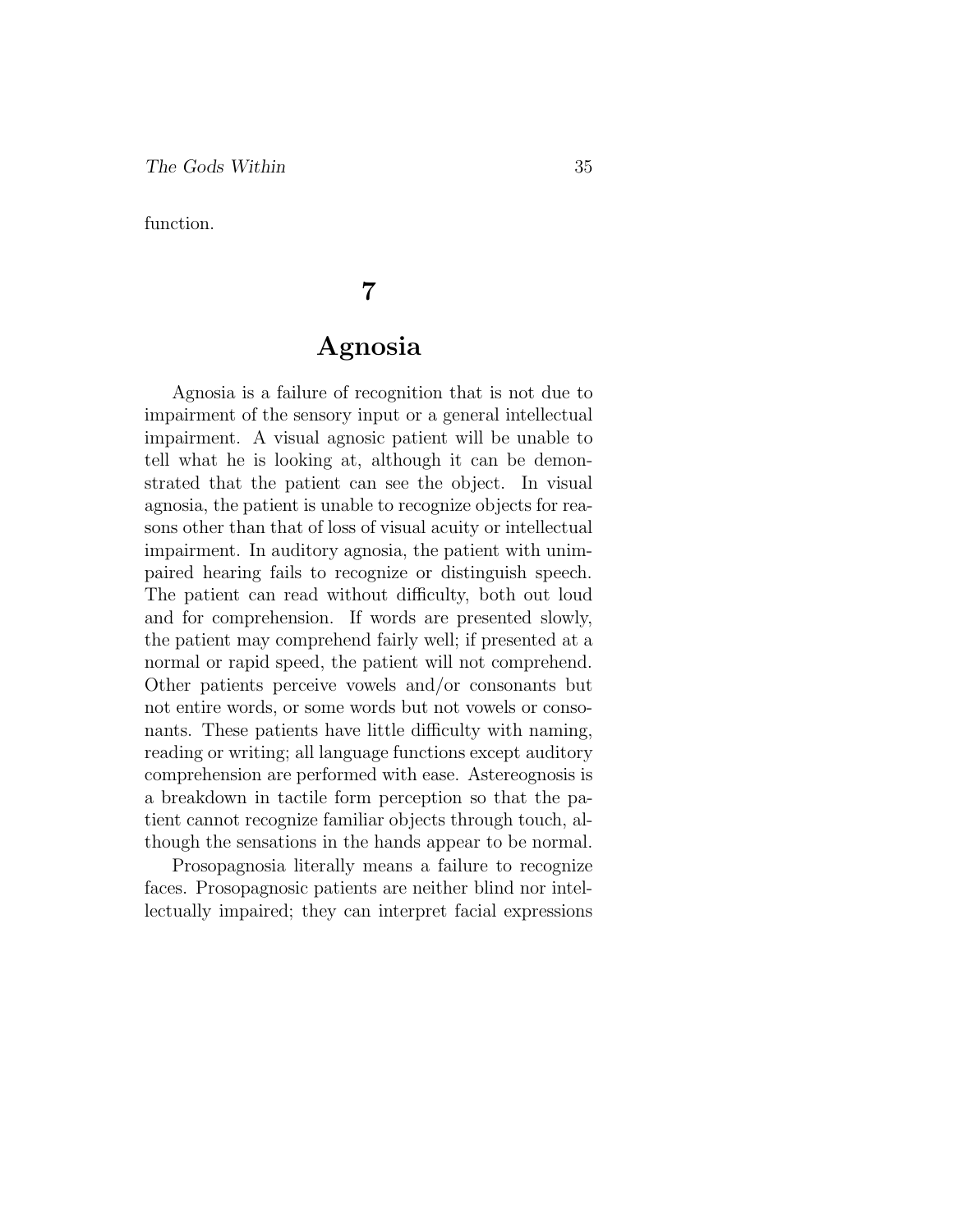function.

## 7

## Agnosia

Agnosia is a failure of recognition that is not due to impairment of the sensory input or a general intellectual impairment. A visual agnosic patient will be unable to tell what he is looking at, although it can be demonstrated that the patient can see the object. In visual agnosia, the patient is unable to recognize objects for reasons other than that of loss of visual acuity or intellectual impairment. In auditory agnosia, the patient with unimpaired hearing fails to recognize or distinguish speech. The patient can read without difficulty, both out loud and for comprehension. If words are presented slowly, the patient may comprehend fairly well; if presented at a normal or rapid speed, the patient will not comprehend. Other patients perceive vowels and/or consonants but not entire words, or some words but not vowels or consonants. These patients have little difficulty with naming, reading or writing; all language functions except auditory comprehension are performed with ease. Astereognosis is a breakdown in tactile form perception so that the patient cannot recognize familiar objects through touch, although the sensations in the hands appear to be normal.

Prosopagnosia literally means a failure to recognize faces. Prosopagnosic patients are neither blind nor intellectually impaired; they can interpret facial expressions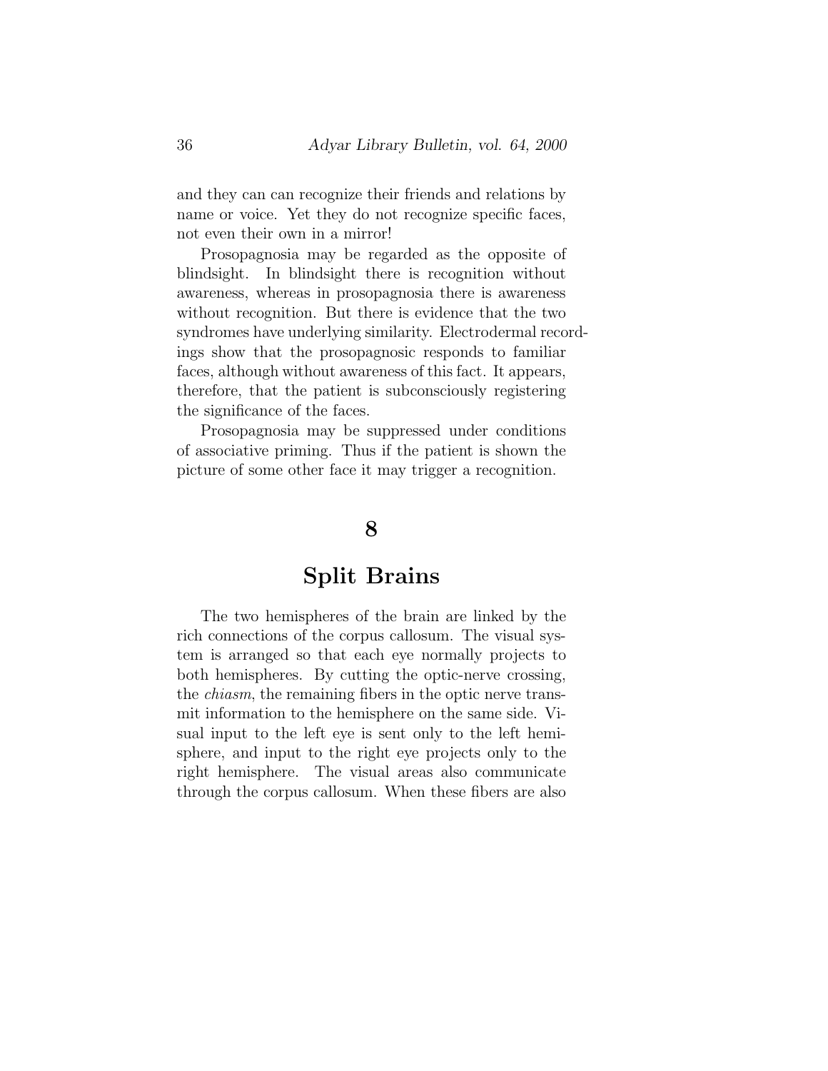and they can can recognize their friends and relations by name or voice. Yet they do not recognize specific faces, not even their own in a mirror!

Prosopagnosia may be regarded as the opposite of blindsight. In blindsight there is recognition without awareness, whereas in prosopagnosia there is awareness without recognition. But there is evidence that the two syndromes have underlying similarity. Electrodermal recordings show that the prosopagnosic responds to familiar faces, although without awareness of this fact. It appears, therefore, that the patient is subconsciously registering the significance of the faces.

Prosopagnosia may be suppressed under conditions of associative priming. Thus if the patient is shown the picture of some other face it may trigger a recognition.

## 8

## Split Brains

The two hemispheres of the brain are linked by the rich connections of the corpus callosum. The visual system is arranged so that each eye normally projects to both hemispheres. By cutting the optic-nerve crossing, the *chiasm*, the remaining fibers in the optic nerve transmit information to the hemisphere on the same side. Visual input to the left eye is sent only to the left hemisphere, and input to the right eye projects only to the right hemisphere. The visual areas also communicate through the corpus callosum. When these fibers are also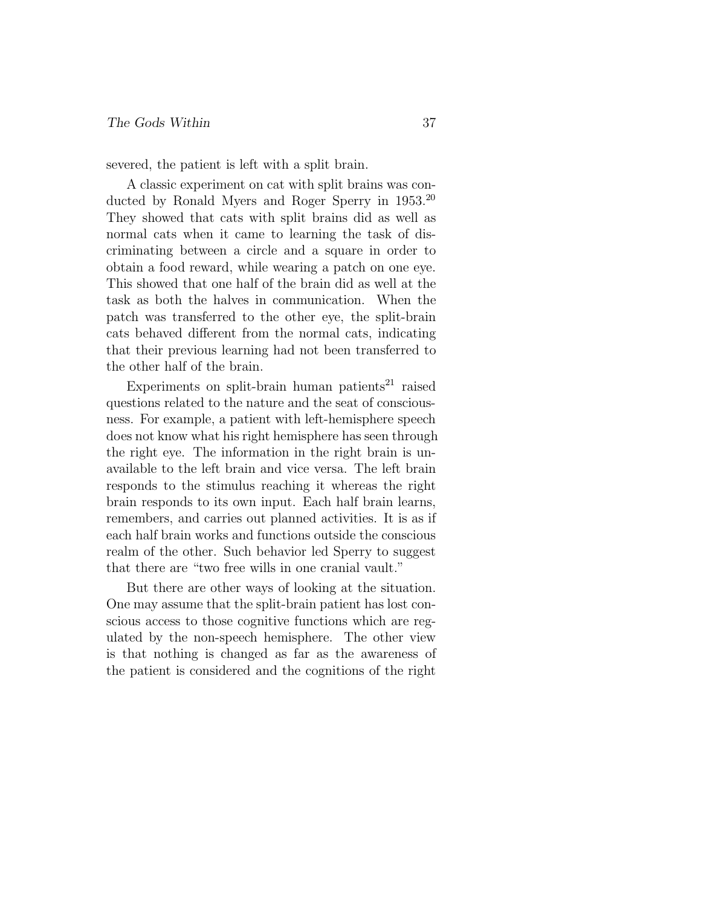severed, the patient is left with a split brain.

A classic experiment on cat with split brains was conducted by Ronald Myers and Roger Sperry in 1953.[20] They showed that cats with split brains did as well as normal cats when it came to learning the task of discriminating between a circle and a square in order to obtain a food reward, while wearing a patch on one eye. This showed that one half of the brain did as well at the task as both the halves in communication. When the patch was transferred to the other eye, the split-brain cats behaved different from the normal cats, indicating that their previous learning had not been transferred to the other half of the brain.

Experiments on split-brain human patients[21] raised questions related to the nature and the seat of consciousness. For example, a patient with left-hemisphere speech does not know what his right hemisphere has seen through the right eye. The information in the right brain is unavailable to the left brain and vice versa. The left brain responds to the stimulus reaching it whereas the right brain responds to its own input. Each half brain learns, remembers, and carries out planned activities. It is as if each half brain works and functions outside the conscious realm of the other. Such behavior led Sperry to suggest that there are "two free wills in one cranial vault."

But there are other ways of looking at the situation. One may assume that the split-brain patient has lost conscious access to those cognitive functions which are regulated by the non-speech hemisphere. The other view is that nothing is changed as far as the awareness of the patient is considered and the cognitions of the right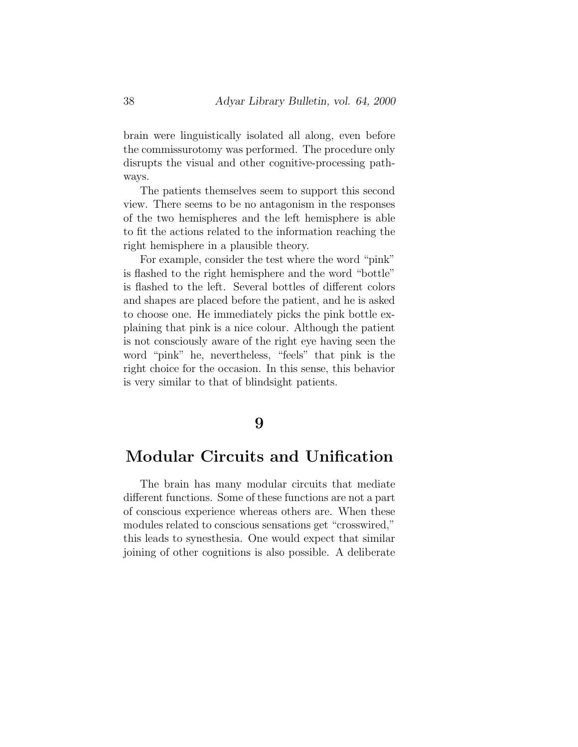brain were linguistically isolated all along, even before the commissurotomy was performed. The procedure only disrupts the visual and other cognitive-processing pathways.

The patients themselves seem to support this second view. There seems to be no antagonism in the responses of the two hemispheres and the left hemisphere is able to fit the actions related to the information reaching the right hemisphere in a plausible theory.

For example, consider the test where the word "pink" is flashed to the right hemisphere and the word "bottle" is flashed to the left. Several bottles of different colors and shapes are placed before the patient, and he is asked to choose one. He immediately picks the pink bottle explaining that pink is a nice colour. Although the patient is not consciously aware of the right eye having seen the word "pink" he, nevertheless, "feels" that pink is the right choice for the occasion. In this sense, this behavior is very similar to that of blindsight patients.

## 9

## Modular Circuits and Unification

The brain has many modular circuits that mediate different functions. Some of these functions are not a part of conscious experience whereas others are. When these modules related to conscious sensations get "crosswired," this leads to synesthesia. One would expect that similar joining of other cognitions is also possible. A deliberate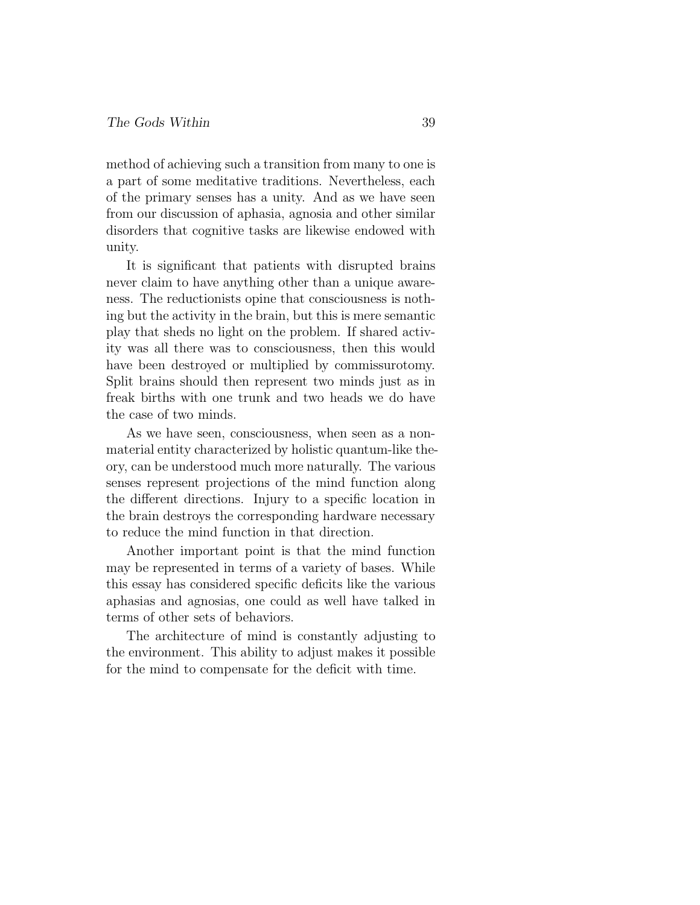method of achieving such a transition from many to one is a part of some meditative traditions. Nevertheless, each of the primary senses has a unity. And as we have seen from our discussion of aphasia, agnosia and other similar disorders that cognitive tasks are likewise endowed with unity.

It is significant that patients with disrupted brains never claim to have anything other than a unique awareness. The reductionists opine that consciousness is nothing but the activity in the brain, but this is mere semantic play that sheds no light on the problem. If shared activity was all there was to consciousness, then this would have been destroyed or multiplied by commissurotomy. Split brains should then represent two minds just as in freak births with one trunk and two heads we do have the case of two minds.

As we have seen, consciousness, when seen as a nonmaterial entity characterized by holistic quantum-like theory, can be understood much more naturally. The various senses represent projections of the mind function along the different directions. Injury to a specific location in the brain destroys the corresponding hardware necessary to reduce the mind function in that direction.

Another important point is that the mind function may be represented in terms of a variety of bases. While this essay has considered specific deficits like the various aphasias and agnosias, one could as well have talked in terms of other sets of behaviors.

The architecture of mind is constantly adjusting to the environment. This ability to adjust makes it possible for the mind to compensate for the deficit with time.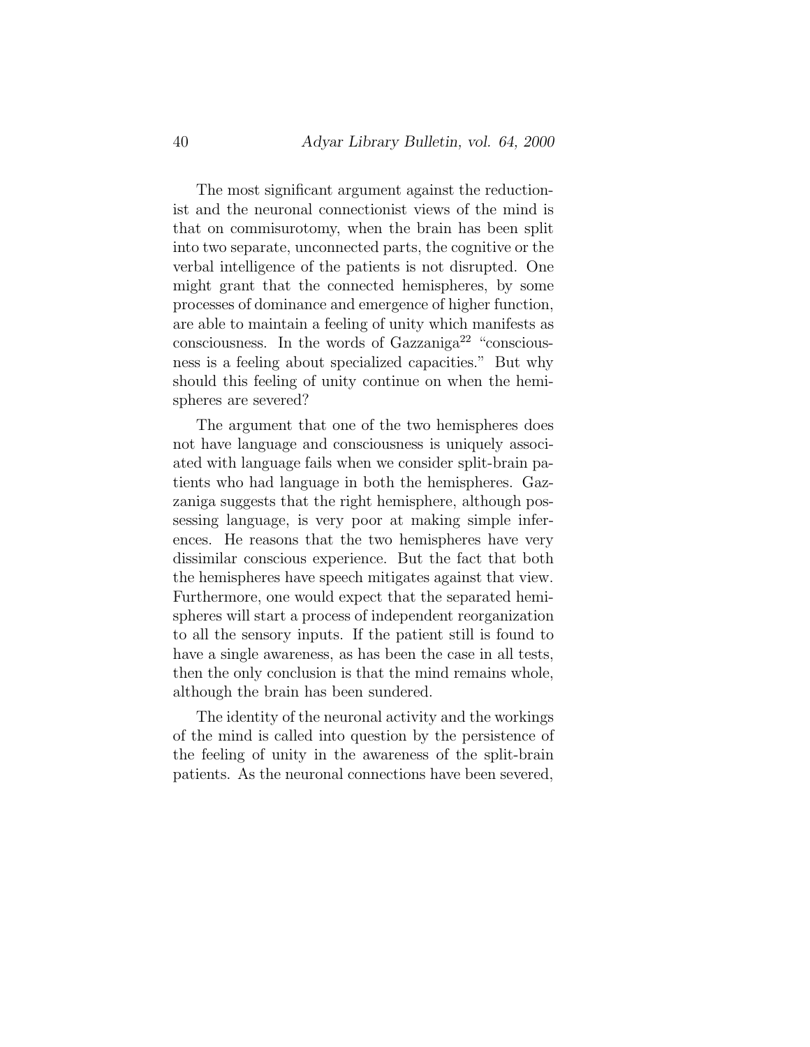The most significant argument against the reductionist and the neuronal connectionist views of the mind is that on commisurotomy, when the brain has been split into two separate, unconnected parts, the cognitive or the verbal intelligence of the patients is not disrupted. One might grant that the connected hemispheres, by some processes of dominance and emergence of higher function, are able to maintain a feeling of unity which manifests as consciousness. In the words of Gazzaniga[22] "consciousness is a feeling about specialized capacities." But why should this feeling of unity continue on when the hemispheres are severed?

The argument that one of the two hemispheres does not have language and consciousness is uniquely associated with language fails when we consider split-brain patients who had language in both the hemispheres. Gazzaniga suggests that the right hemisphere, although possessing language, is very poor at making simple inferences. He reasons that the two hemispheres have very dissimilar conscious experience. But the fact that both the hemispheres have speech mitigates against that view. Furthermore, one would expect that the separated hemispheres will start a process of independent reorganization to all the sensory inputs. If the patient still is found to have a single awareness, as has been the case in all tests, then the only conclusion is that the mind remains whole, although the brain has been sundered.

The identity of the neuronal activity and the workings of the mind is called into question by the persistence of the feeling of unity in the awareness of the split-brain patients. As the neuronal connections have been severed,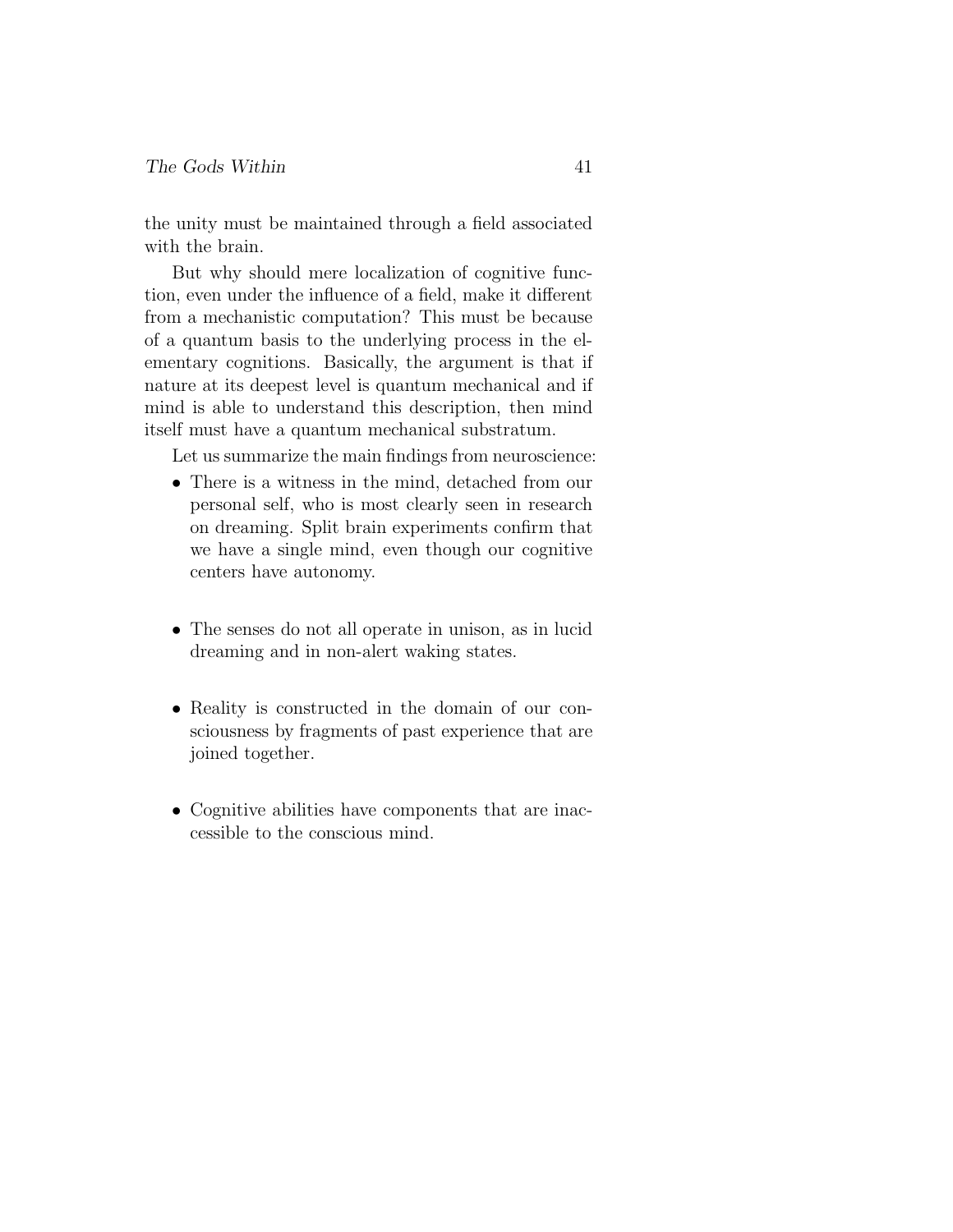the unity must be maintained through a field associated with the brain.

But why should mere localization of cognitive function, even under the influence of a field, make it different from a mechanistic computation? This must be because of a quantum basis to the underlying process in the elementary cognitions. Basically, the argument is that if nature at its deepest level is quantum mechanical and if mind is able to understand this description, then mind itself must have a quantum mechanical substratum.

Let us summarize the main findings from neuroscience:

- There is a witness in the mind, detached from our personal self, who is most clearly seen in research on dreaming. Split brain experiments confirm that we have a single mind, even though our cognitive centers have autonomy.

- The senses do not all operate in unison, as in lucid dreaming and in non-alert waking states.

- Reality is constructed in the domain of our consciousness by fragments of past experience that are joined together.

- Cognitive abilities have components that are inaccessible to the conscious mind.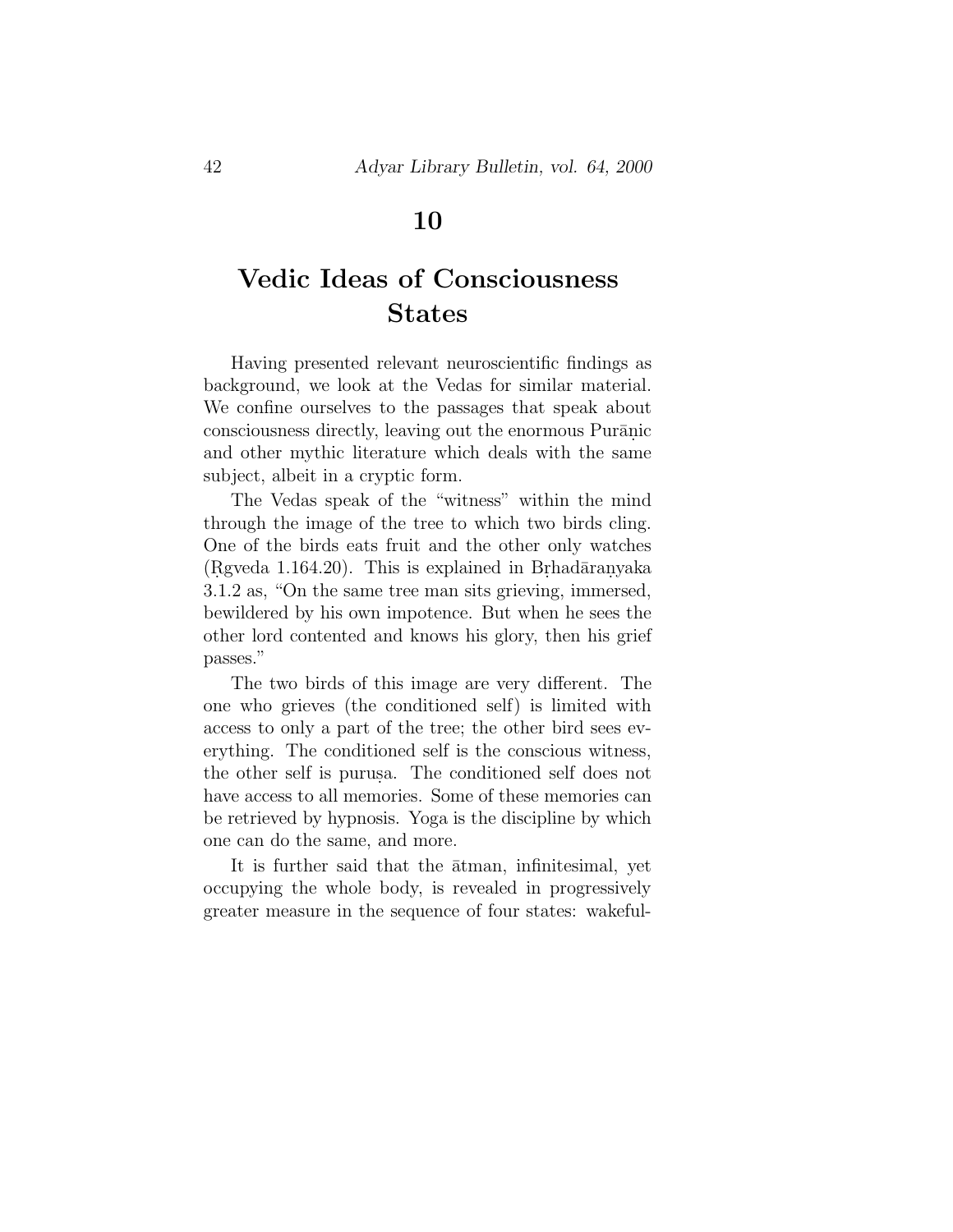## 10

## Vedic Ideas of Consciousness States

Having presented relevant neuroscientific findings as background, we look at the Vedas for similar material. We confine ourselves to the passages that speak about consciousness directly, leaving out the enormous Purāṇic and other mythic literature which deals with the same subject, albeit in a cryptic form.

The Vedas speak of the "witness" within the mind through the image of the tree to which two birds cling. One of the birds eats fruit and the other only watches (Ṛgveda 1.164.20). This is explained in Bṛhadāraṇyaka 3.1.2 as, "On the same tree man sits grieving, immersed, bewildered by his own impotence. But when he sees the other lord contented and knows his glory, then his grief passes."

The two birds of this image are very different. The one who grieves (the conditioned self) is limited with access to only a part of the tree; the other bird sees everything. The conditioned self is the conscious witness, the other self is puruṣa. The conditioned self does not have access to all memories. Some of these memories can be retrieved by hypnosis. Yoga is the discipline by which one can do the same, and more.

It is further said that the ātman, infinitesimal, yet occupying the whole body, is revealed in progressively greater measure in the sequence of four states: wakeful-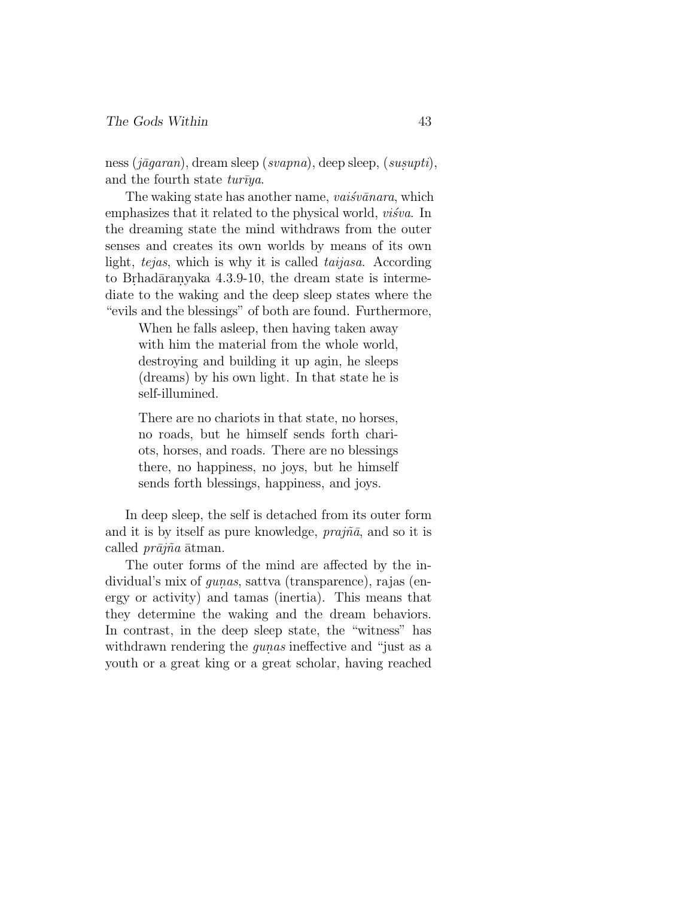ness (*jāgaran*), dream sleep (*svapna*), deep sleep, (*suṣupti*), and the fourth state *turīya*.

The waking state has another name, *vaiśvānara*, which emphasizes that it related to the physical world, *viśva*. In the dreaming state the mind withdraws from the outer senses and creates its own worlds by means of its own light, *tejas*, which is why it is called *taijasa*. According to Bṛhadāraṇyaka 4.3.9-10, the dream state is intermediate to the waking and the deep sleep states where the "evils and the blessings" of both are found. Furthermore,

> When he falls asleep, then having taken away with him the material from the whole world, destroying and building it up agin, he sleeps (dreams) by his own light. In that state he is self-illumined.
>
> There are no chariots in that state, no horses, no roads, but he himself sends forth chariots, horses, and roads. There are no blessings there, no happiness, no joys, but he himself sends forth blessings, happiness, and joys.

In deep sleep, the self is detached from its outer form and it is by itself as pure knowledge, *prajñā*, and so it is called *prājña* ātman.

The outer forms of the mind are affected by the individual's mix of *guṇas*, sattva (transparence), rajas (energy or activity) and tamas (inertia). This means that they determine the waking and the dream behaviors. In contrast, in the deep sleep state, the "witness" has withdrawn rendering the *guṇas* ineffective and "just as a youth or a great king or a great scholar, having reached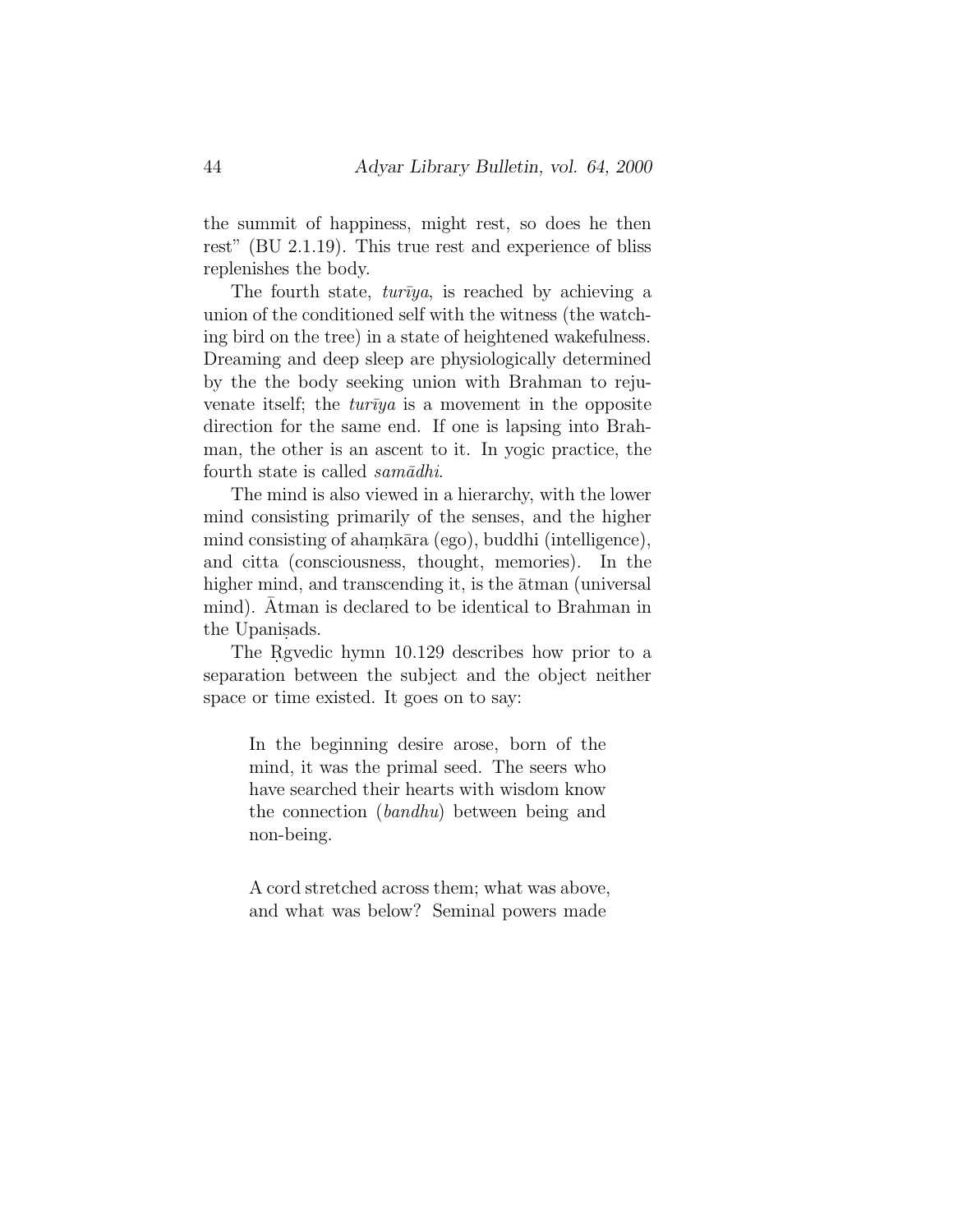the summit of happiness, might rest, so does he then rest" (BU 2.1.19). This true rest and experience of bliss replenishes the body.

The fourth state, *turīya*, is reached by achieving a union of the conditioned self with the witness (the watching bird on the tree) in a state of heightened wakefulness. Dreaming and deep sleep are physiologically determined by the the body seeking union with Brahman to rejuvenate itself; the *turīya* is a movement in the opposite direction for the same end. If one is lapsing into Brahman, the other is an ascent to it. In yogic practice, the fourth state is called *samādhi*.

The mind is also viewed in a hierarchy, with the lower mind consisting primarily of the senses, and the higher mind consisting of ahaṃkāra (ego), buddhi (intelligence), and citta (consciousness, thought, memories). In the higher mind, and transcending it, is the ātman (universal mind). Ātman is declared to be identical to Brahman in the Upaniṣads.

The Ṛgvedic hymn 10.129 describes how prior to a separation between the subject and the object neither space or time existed. It goes on to say:

> In the beginning desire arose, born of the mind, it was the primal seed. The seers who have searched their hearts with wisdom know the connection (*bandhu*) between being and non-being.
>
> A cord stretched across them; what was above, and what was below? Seminal powers made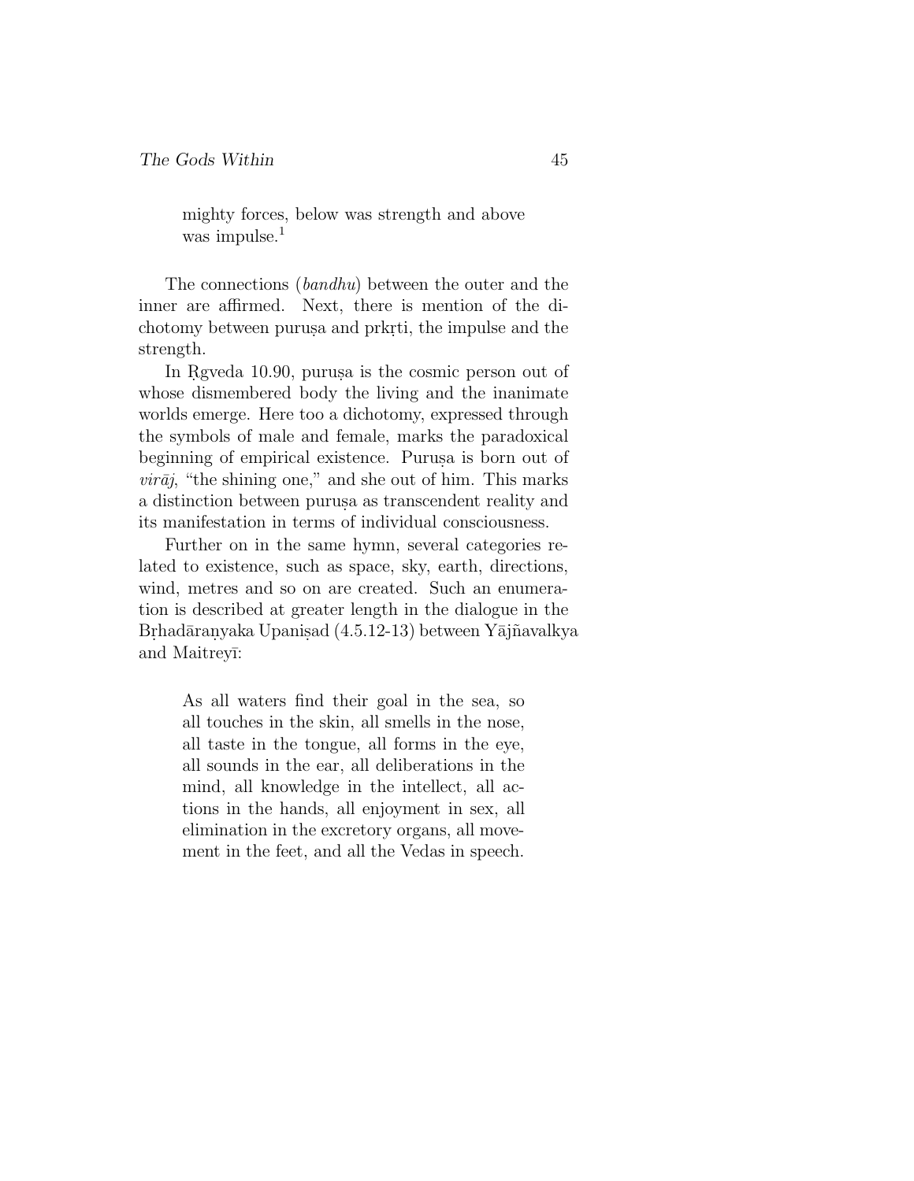> mighty forces, below was strength and above was impulse.[1]

The connections (*bandhu*) between the outer and the inner are affirmed. Next, there is mention of the dichotomy between puruṣa and prkṛti, the impulse and the strength.

In Ṛgveda 10.90, puruṣa is the cosmic person out of whose dismembered body the living and the inanimate worlds emerge. Here too a dichotomy, expressed through the symbols of male and female, marks the paradoxical beginning of empirical existence. Puruṣa is born out of *virāj*, "the shining one," and she out of him. This marks a distinction between puruṣa as transcendent reality and its manifestation in terms of individual consciousness.

Further on in the same hymn, several categories related to existence, such as space, sky, earth, directions, wind, metres and so on are created. Such an enumeration is described at greater length in the dialogue in the Bṛhadāraṇyaka Upaniṣad (4.5.12-13) between Yājñavalkya and Maitreyī:

> As all waters find their goal in the sea, so all touches in the skin, all smells in the nose, all taste in the tongue, all forms in the eye, all sounds in the ear, all deliberations in the mind, all knowledge in the intellect, all actions in the hands, all enjoyment in sex, all elimination in the excretory organs, all movement in the feet, and all the Vedas in speech.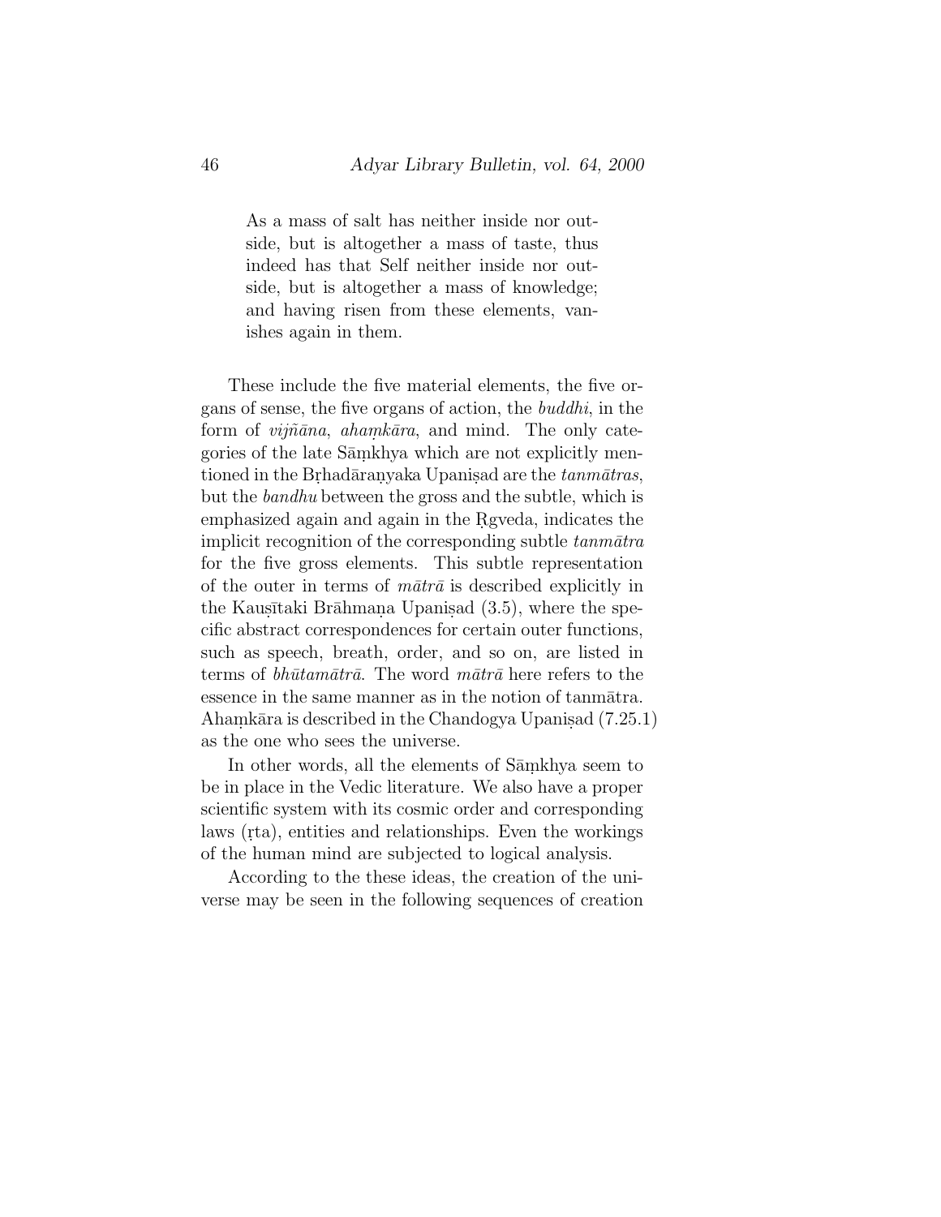> As a mass of salt has neither inside nor outside, but is altogether a mass of taste, thus indeed has that Self neither inside nor outside, but is altogether a mass of knowledge; and having risen from these elements, vanishes again in them.

These include the five material elements, the five organs of sense, the five organs of action, the *buddhi*, in the form of *vijñāna*, *ahaṃkāra*, and mind. The only categories of the late Sāṃkhya which are not explicitly mentioned in the Bṛhadāraṇyaka Upaniṣad are the *tanmātras*, but the *bandhu* between the gross and the subtle, which is emphasized again and again in the Ṛgveda, indicates the implicit recognition of the corresponding subtle *tanmātra* for the five gross elements. This subtle representation of the outer in terms of *mātrā* is described explicitly in the Kauṣītaki Brāhmaṇa Upaniṣad (3.5), where the specific abstract correspondences for certain outer functions, such as speech, breath, order, and so on, are listed in terms of *bhūtamātrā*. The word *mātrā* here refers to the essence in the same manner as in the notion of tanmātra. Ahaṃkāra is described in the Chandogya Upaniṣad (7.25.1) as the one who sees the universe.

In other words, all the elements of Sāṃkhya seem to be in place in the Vedic literature. We also have a proper scientific system with its cosmic order and corresponding laws (ṛta), entities and relationships. Even the workings of the human mind are subjected to logical analysis.

According to the these ideas, the creation of the universe may be seen in the following sequences of creation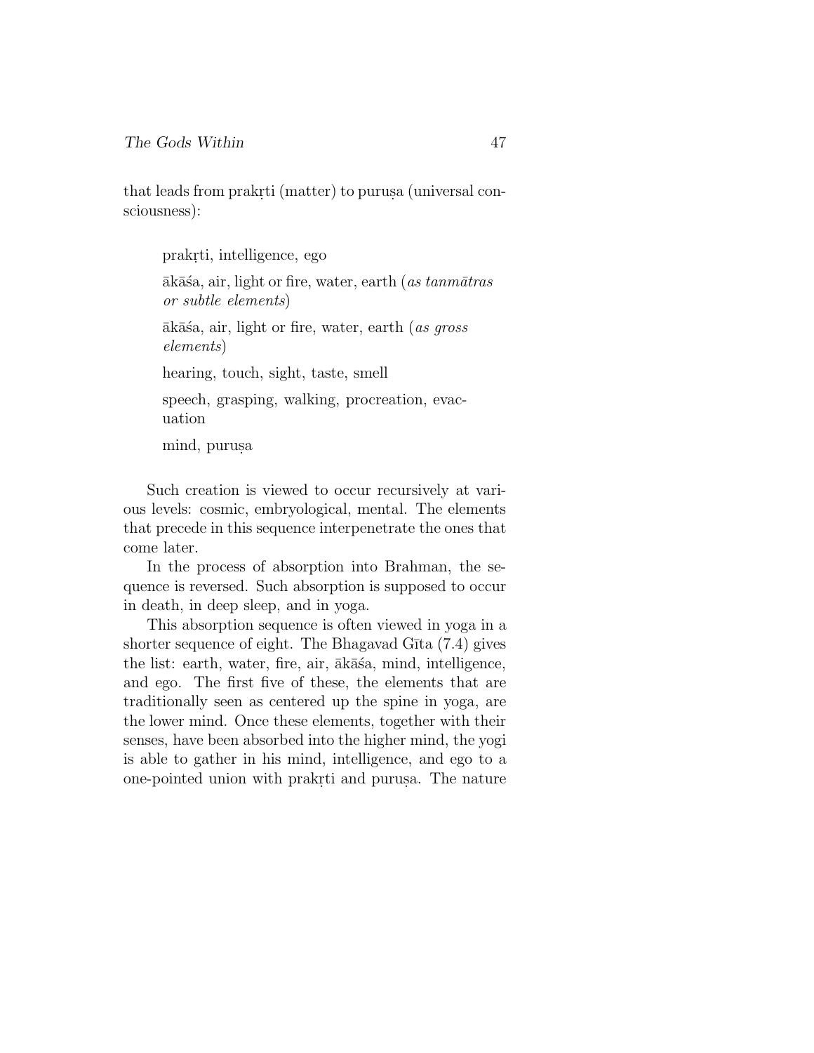that leads from prakṛti (matter) to puruṣa (universal consciousness):

> prakṛti, intelligence, ego
>
> ākāśa, air, light or fire, water, earth (*as tanmātras or subtle elements*)
>
> ākāśa, air, light or fire, water, earth (*as gross elements*)
>
> hearing, touch, sight, taste, smell
>
> speech, grasping, walking, procreation, evacuation
>
> mind, puruṣa

Such creation is viewed to occur recursively at various levels: cosmic, embryological, mental. The elements that precede in this sequence interpenetrate the ones that come later.

In the process of absorption into Brahman, the sequence is reversed. Such absorption is supposed to occur in death, in deep sleep, and in yoga.

This absorption sequence is often viewed in yoga in a shorter sequence of eight. The Bhagavad Gīta (7.4) gives the list: earth, water, fire, air, ākāśa, mind, intelligence, and ego. The first five of these, the elements that are traditionally seen as centered up the spine in yoga, are the lower mind. Once these elements, together with their senses, have been absorbed into the higher mind, the yogi is able to gather in his mind, intelligence, and ego to a one-pointed union with prakṛti and puruṣa. The nature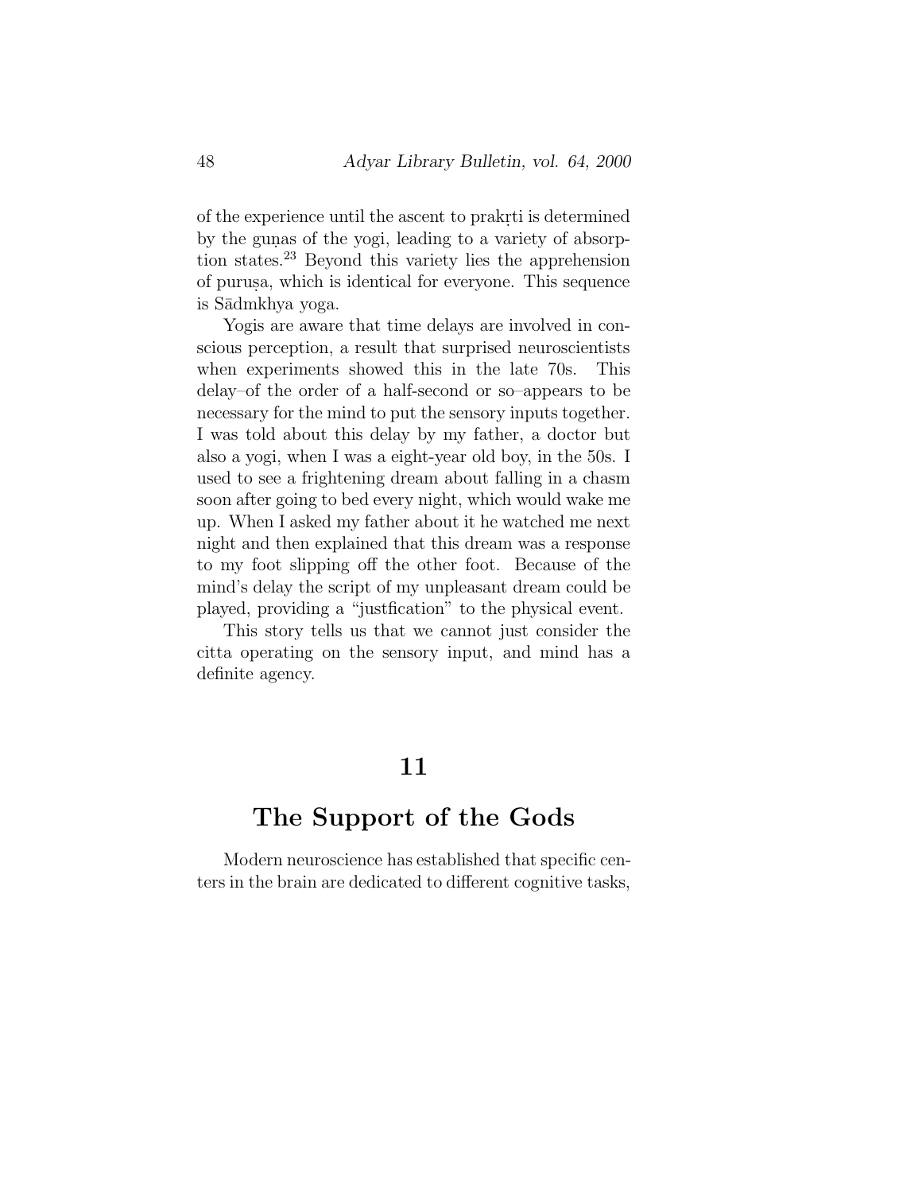of the experience until the ascent to prakṛti is determined by the guṇas of the yogi, leading to a variety of absorption states.[23] Beyond this variety lies the apprehension of puruṣa, which is identical for everyone. This sequence is Sādmkhya yoga.

Yogis are aware that time delays are involved in conscious perception, a result that surprised neuroscientists when experiments showed this in the late 70s. This delay–of the order of a half-second or so–appears to be necessary for the mind to put the sensory inputs together. I was told about this delay by my father, a doctor but also a yogi, when I was a eight-year old boy, in the 50s. I used to see a frightening dream about falling in a chasm soon after going to bed every night, which would wake me up. When I asked my father about it he watched me next night and then explained that this dream was a response to my foot slipping off the other foot. Because of the mind's delay the script of my unpleasant dream could be played, providing a "justfication" to the physical event.

This story tells us that we cannot just consider the citta operating on the sensory input, and mind has a definite agency.

# 11

# The Support of the Gods

Modern neuroscience has established that specific centers in the brain are dedicated to different cognitive tasks,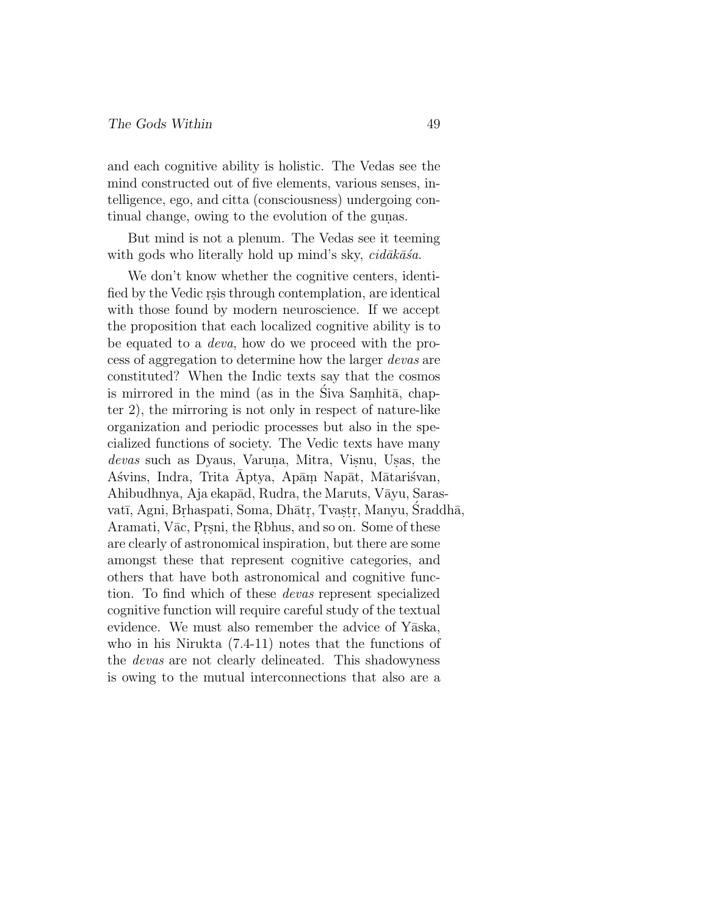and each cognitive ability is holistic. The Vedas see the mind constructed out of five elements, various senses, intelligence, ego, and citta (consciousness) undergoing continual change, owing to the evolution of the guṇas.

But mind is not a plenum. The Vedas see it teeming with gods who literally hold up mind's sky, *cidākāśa*.

We don't know whether the cognitive centers, identified by the Vedic ṛṣis through contemplation, are identical with those found by modern neuroscience. If we accept the proposition that each localized cognitive ability is to be equated to a *deva*, how do we proceed with the process of aggregation to determine how the larger *devas* are constituted? When the Indic texts say that the cosmos is mirrored in the mind (as in the Śiva Saṃhitā, chapter 2), the mirroring is not only in respect of nature-like organization and periodic processes but also in the specialized functions of society. The Vedic texts have many *devas* such as Dyaus, Varuṇa, Mitra, Viṣṇu, Uṣas, the Aśvins, Indra, Trita Āptya, Apāṃ Napāt, Mātariśvan, Ahibudhnya, Aja ekapād, Rudra, the Maruts, Vāyu, Sarasvatī, Agni, Bṛhaspati, Soma, Dhātṛ, Tvaṣṭṛ, Manyu, Śraddhā, Aramati, Vāc, Pṛṣni, the Ṛbhus, and so on. Some of these are clearly of astronomical inspiration, but there are some amongst these that represent cognitive categories, and others that have both astronomical and cognitive function. To find which of these *devas* represent specialized cognitive function will require careful study of the textual evidence. We must also remember the advice of Yāska, who in his Nirukta (7.4-11) notes that the functions of the *devas* are not clearly delineated. This shadowyness is owing to the mutual interconnections that also are a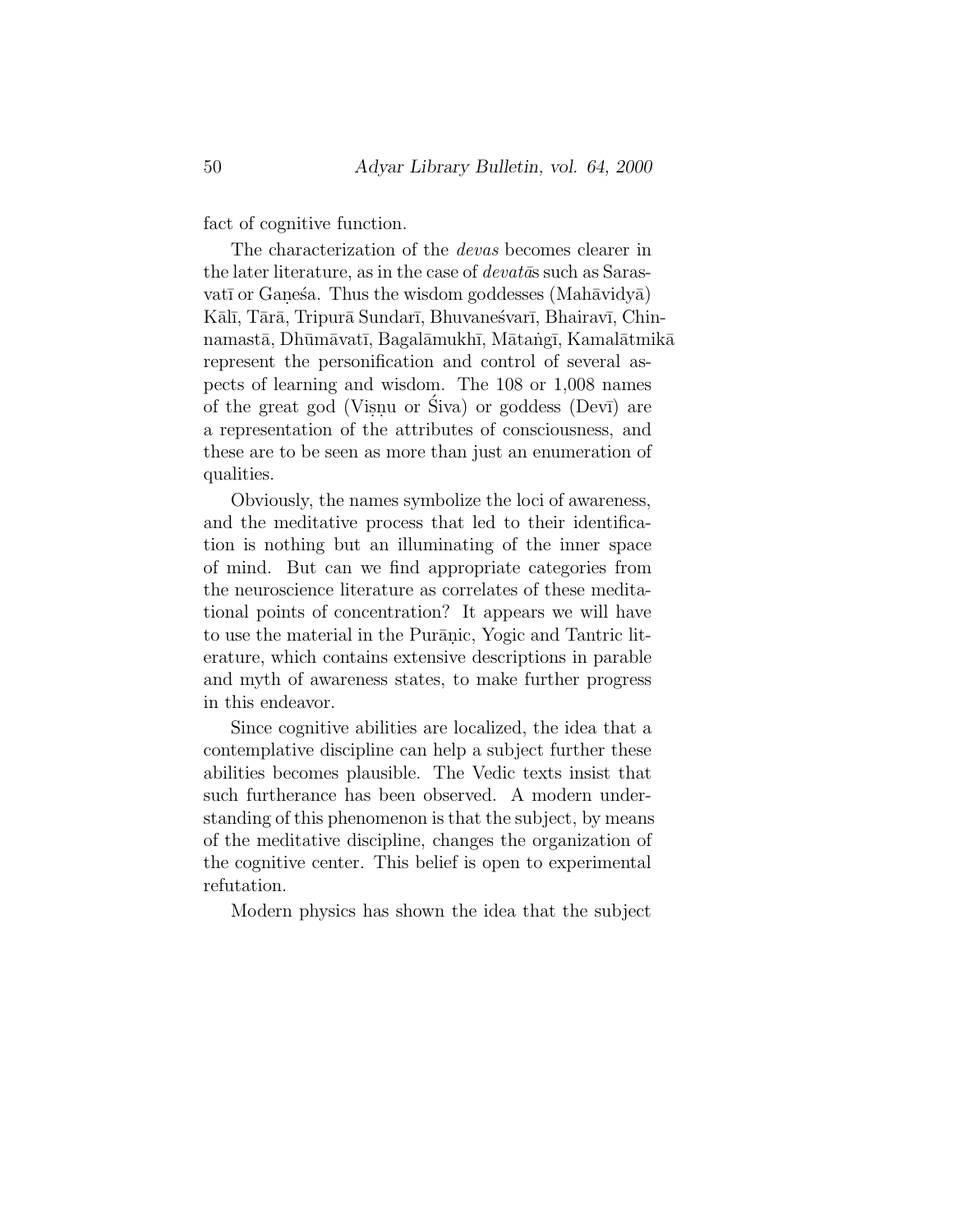fact of cognitive function.

The characterization of the *devas* becomes clearer in the later literature, as in the case of *devatā*s such as Sarasvatī or Gaṇeśa. Thus the wisdom goddesses (Mahāvidyā) Kālī, Tārā, Tripurā Sundarī, Bhuvaneśvarī, Bhairavī, Chinnamastā, Dhūmāvatī, Bagalāmukhī, Mātaṅgī, Kamalātmikā represent the personification and control of several aspects of learning and wisdom. The 108 or 1,008 names of the great god (Viṣṇu or Śiva) or goddess (Devī) are a representation of the attributes of consciousness, and these are to be seen as more than just an enumeration of qualities.

Obviously, the names symbolize the loci of awareness, and the meditative process that led to their identification is nothing but an illuminating of the inner space of mind. But can we find appropriate categories from the neuroscience literature as correlates of these meditational points of concentration? It appears we will have to use the material in the Purāṇic, Yogic and Tantric literature, which contains extensive descriptions in parable and myth of awareness states, to make further progress in this endeavor.

Since cognitive abilities are localized, the idea that a contemplative discipline can help a subject further these abilities becomes plausible. The Vedic texts insist that such furtherance has been observed. A modern understanding of this phenomenon is that the subject, by means of the meditative discipline, changes the organization of the cognitive center. This belief is open to experimental refutation.

Modern physics has shown the idea that the subject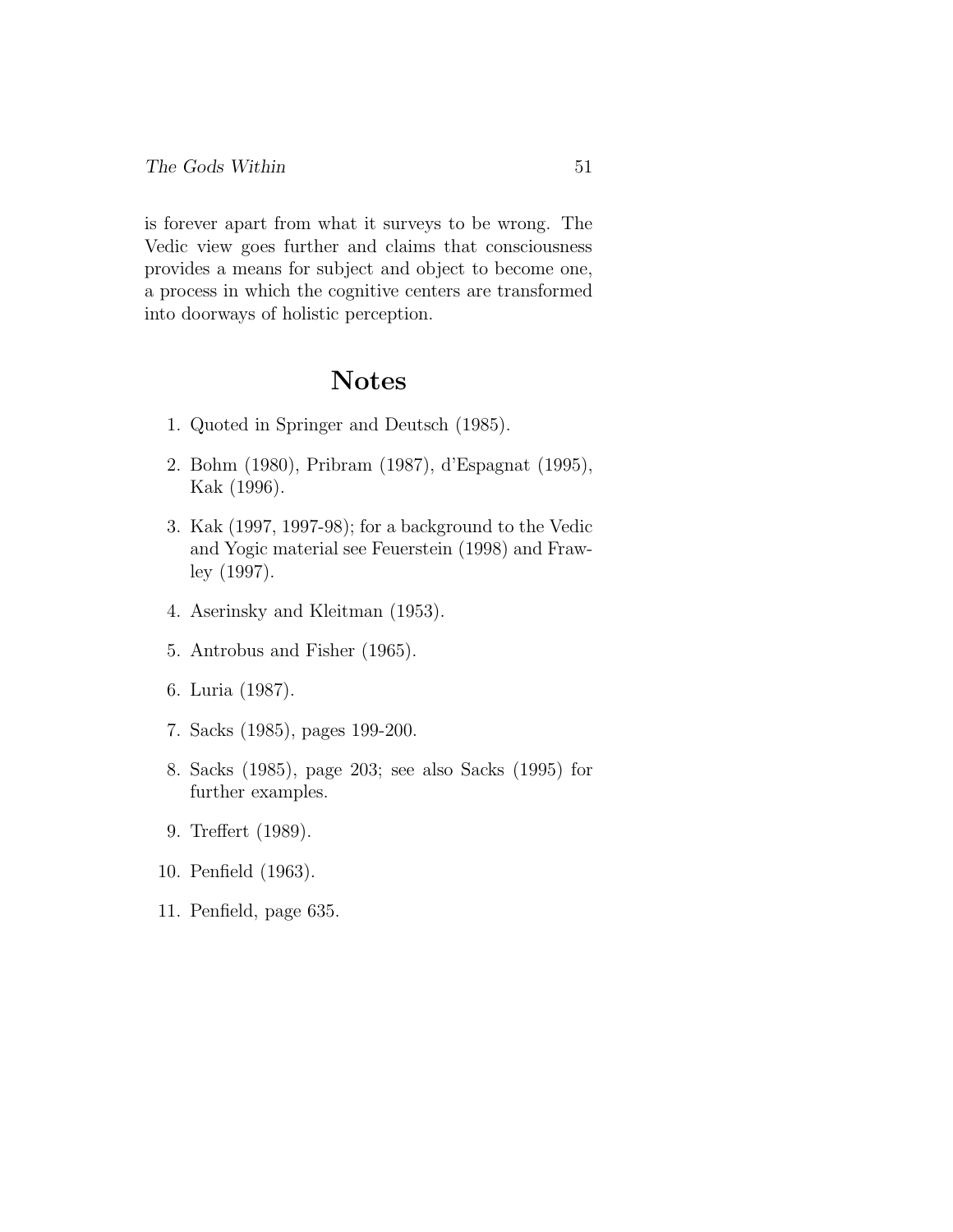is forever apart from what it surveys to be wrong. The Vedic view goes further and claims that consciousness provides a means for subject and object to become one, a process in which the cognitive centers are transformed into doorways of holistic perception.

## Notes

1. Quoted in Springer and Deutsch (1985).
2. Bohm (1980), Pribram (1987), d'Espagnat (1995), Kak (1996).
3. Kak (1997, 1997-98); for a background to the Vedic and Yogic material see Feuerstein (1998) and Frawley (1997).
4. Aserinsky and Kleitman (1953).
5. Antrobus and Fisher (1965).
6. Luria (1987).
7. Sacks (1985), pages 199-200.
8. Sacks (1985), page 203; see also Sacks (1995) for further examples.
9. Treffert (1989).
10. Penfield (1963).
11. Penfield, page 635.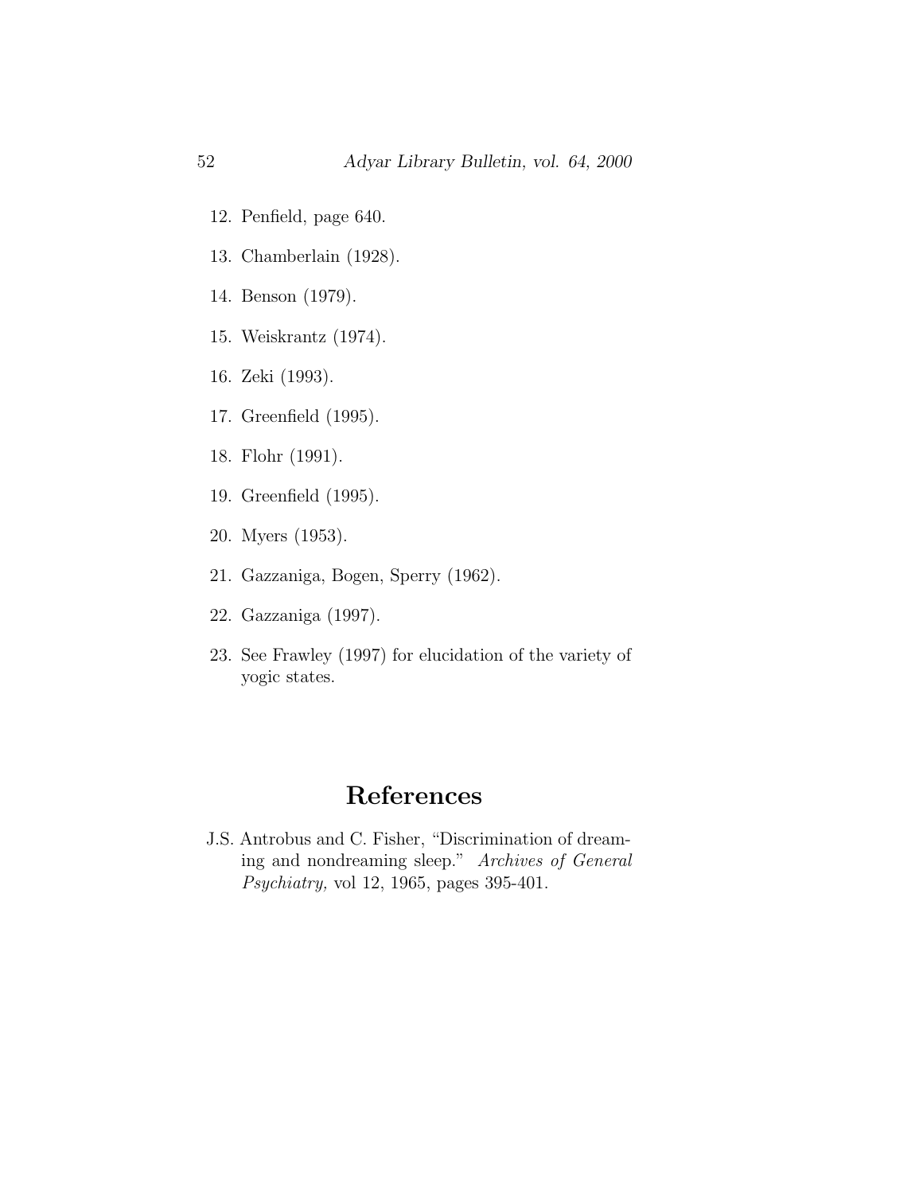12. Penfield, page 640.
13. Chamberlain (1928).
14. Benson (1979).
15. Weiskrantz (1974).
16. Zeki (1993).
17. Greenfield (1995).
18. Flohr (1991).
19. Greenfield (1995).
20. Myers (1953).
21. Gazzaniga, Bogen, Sperry (1962).
22. Gazzaniga (1997).
23. See Frawley (1997) for elucidation of the variety of yogic states.

## References

J.S. Antrobus and C. Fisher, "Discrimination of dreaming and nondreaming sleep." *Archives of General Psychiatry,* vol 12, 1965, pages 395-401.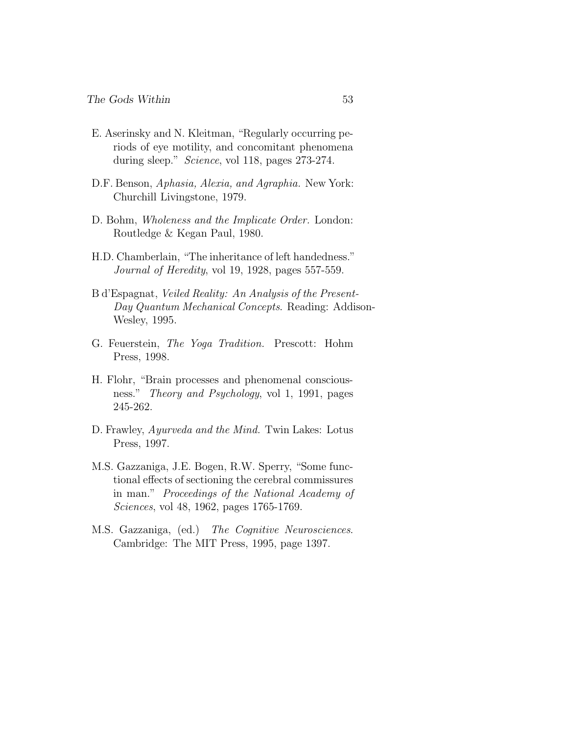E. Aserinsky and N. Kleitman, "Regularly occurring periods of eye motility, and concomitant phenomena during sleep." *Science*, vol 118, pages 273-274.

D.F. Benson, *Aphasia, Alexia, and Agraphia.* New York: Churchill Livingstone, 1979.

D. Bohm, *Wholeness and the Implicate Order.* London: Routledge & Kegan Paul, 1980.

H.D. Chamberlain, "The inheritance of left handedness." *Journal of Heredity*, vol 19, 1928, pages 557-559.

B d'Espagnat, *Veiled Reality: An Analysis of the Present-Day Quantum Mechanical Concepts*. Reading: Addison-Wesley, 1995.

G. Feuerstein, *The Yoga Tradition.* Prescott: Hohm Press, 1998.

H. Flohr, "Brain processes and phenomenal consciousness." *Theory and Psychology*, vol 1, 1991, pages 245-262.

D. Frawley, *Ayurveda and the Mind.* Twin Lakes: Lotus Press, 1997.

M.S. Gazzaniga, J.E. Bogen, R.W. Sperry, "Some functional effects of sectioning the cerebral commissures in man." *Proceedings of the National Academy of Sciences*, vol 48, 1962, pages 1765-1769.

M.S. Gazzaniga, (ed.) *The Cognitive Neurosciences*. Cambridge: The MIT Press, 1995, page 1397.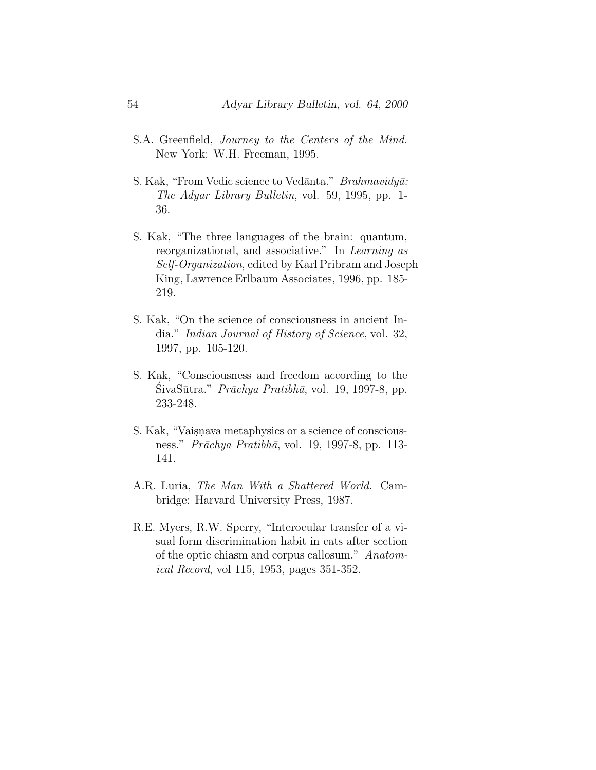S.A. Greenfield, *Journey to the Centers of the Mind.* New York: W.H. Freeman, 1995.

S. Kak, "From Vedic science to Vedānta." *Brahmavidyā: The Adyar Library Bulletin*, vol. 59, 1995, pp. 1-36.

S. Kak, "The three languages of the brain: quantum, reorganizational, and associative." In *Learning as Self-Organization*, edited by Karl Pribram and Joseph King, Lawrence Erlbaum Associates, 1996, pp. 185-219.

S. Kak, "On the science of consciousness in ancient India." *Indian Journal of History of Science*, vol. 32, 1997, pp. 105-120.

S. Kak, "Consciousness and freedom according to the ŚivaSūtra." *Prāchya Pratibhā*, vol. 19, 1997-8, pp. 233-248.

S. Kak, "Vaiṣṇava metaphysics or a science of consciousness." *Prāchya Pratibhā*, vol. 19, 1997-8, pp. 113-141.

A.R. Luria, *The Man With a Shattered World.* Cambridge: Harvard University Press, 1987.

R.E. Myers, R.W. Sperry, "Interocular transfer of a visual form discrimination habit in cats after section of the optic chiasm and corpus callosum." *Anatomical Record*, vol 115, 1953, pages 351-352.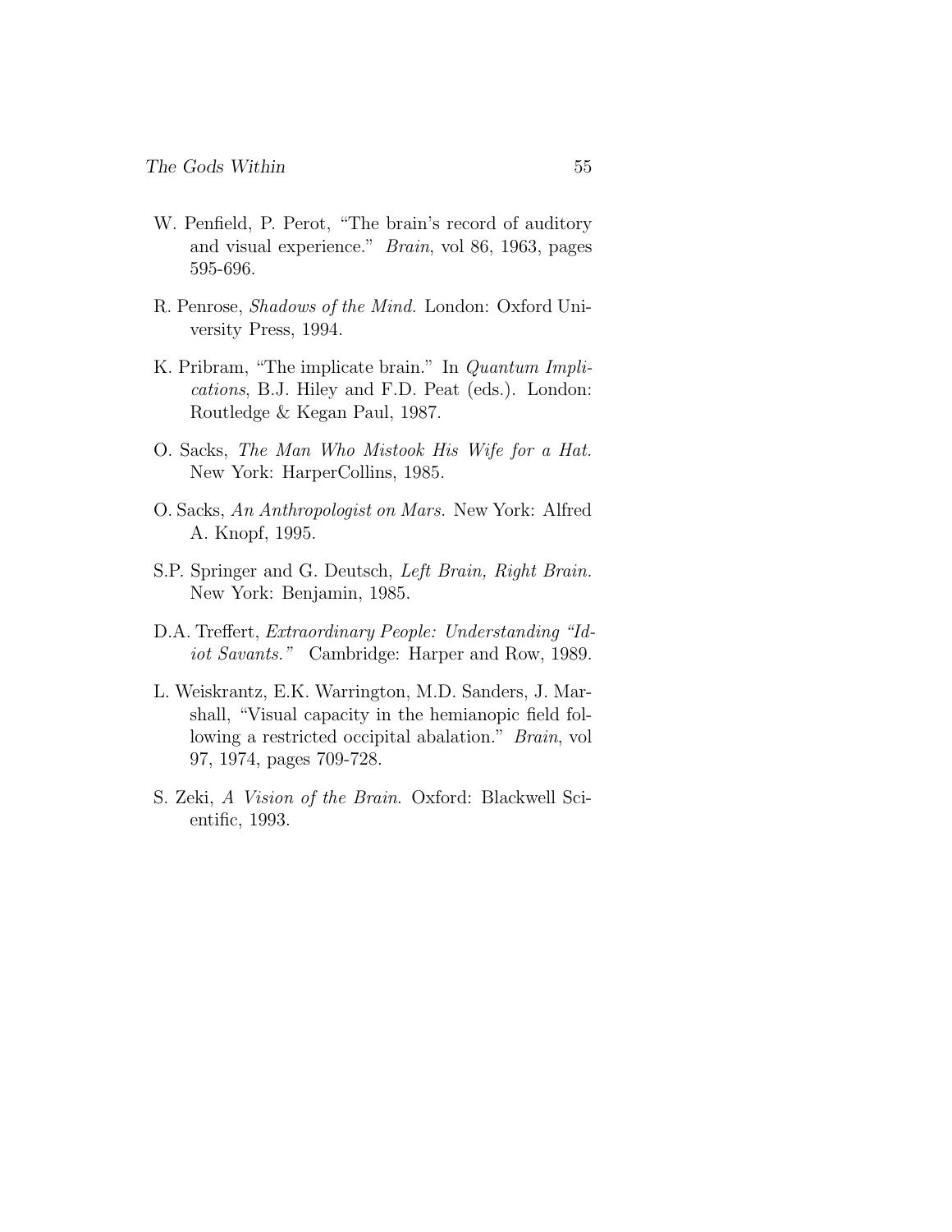W. Penfield, P. Perot, "The brain's record of auditory and visual experience." *Brain*, vol 86, 1963, pages 595-696.

R. Penrose, *Shadows of the Mind.* London: Oxford University Press, 1994.

K. Pribram, "The implicate brain." In *Quantum Implications*, B.J. Hiley and F.D. Peat (eds.). London: Routledge & Kegan Paul, 1987.

O. Sacks, *The Man Who Mistook His Wife for a Hat.* New York: HarperCollins, 1985.

O. Sacks, *An Anthropologist on Mars.* New York: Alfred A. Knopf, 1995.

S.P. Springer and G. Deutsch, *Left Brain, Right Brain.* New York: Benjamin, 1985.

D.A. Treffert, *Extraordinary People: Understanding "Idiot Savants."* Cambridge: Harper and Row, 1989.

L. Weiskrantz, E.K. Warrington, M.D. Sanders, J. Marshall, "Visual capacity in the hemianopic field following a restricted occipital abalation." *Brain*, vol 97, 1974, pages 709-728.

S. Zeki, *A Vision of the Brain.* Oxford: Blackwell Scientific, 1993.